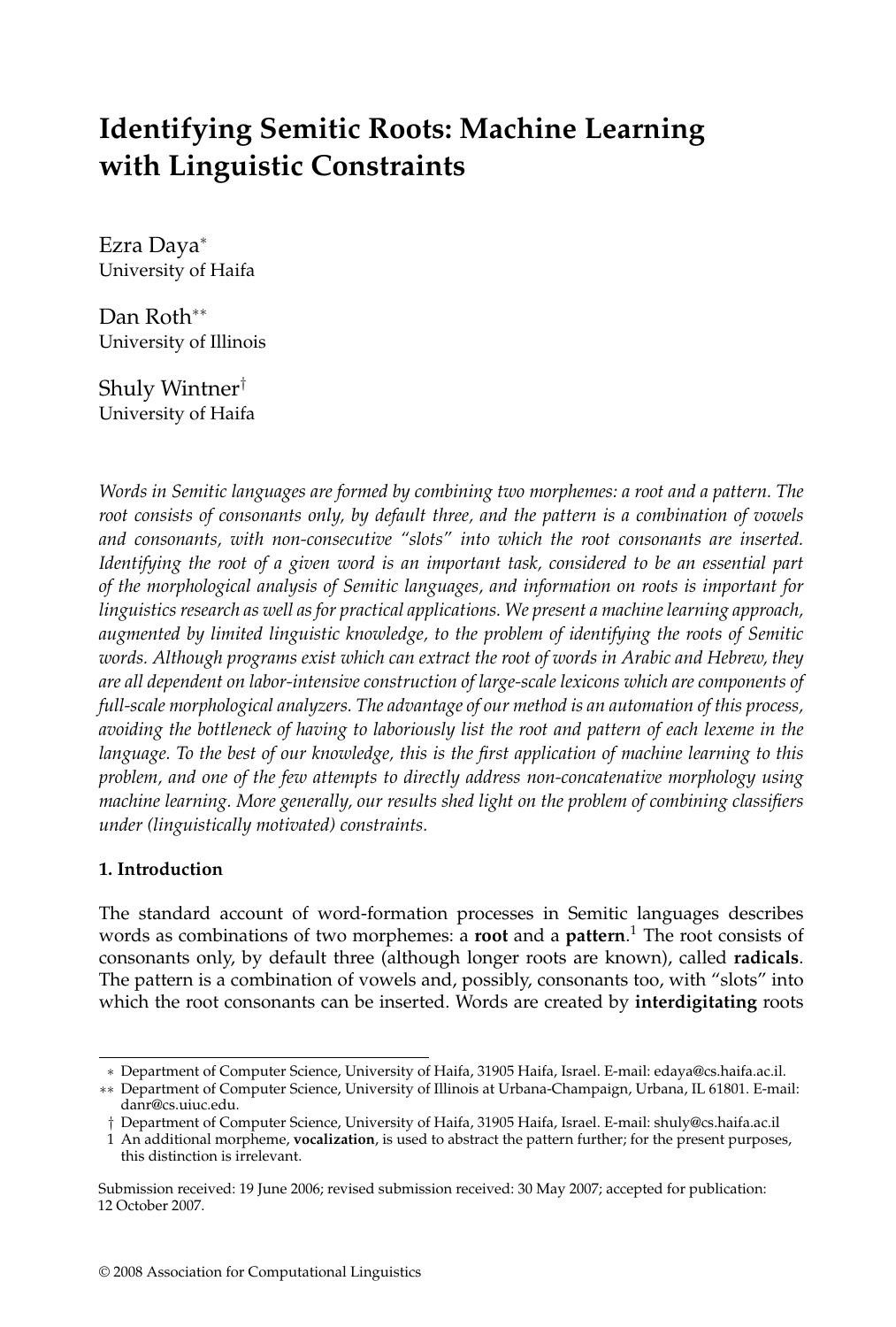# Identifying Semitic Roots: Machine Learning with Linguistic Constraints

Ezra Daya[*]
University of Haifa

Dan Roth[**]
University of Illinois

Shuly Wintner[†]
University of Haifa

*Words in Semitic languages are formed by combining two morphemes: a root and a pattern. The root consists of consonants only, by default three, and the pattern is a combination of vowels and consonants, with non-consecutive "slots" into which the root consonants are inserted. Identifying the root of a given word is an important task, considered to be an essential part of the morphological analysis of Semitic languages, and information on roots is important for linguistics research as well as for practical applications. We present a machine learning approach, augmented by limited linguistic knowledge, to the problem of identifying the roots of Semitic words. Although programs exist which can extract the root of words in Arabic and Hebrew, they are all dependent on labor-intensive construction of large-scale lexicons which are components of full-scale morphological analyzers. The advantage of our method is an automation of this process, avoiding the bottleneck of having to laboriously list the root and pattern of each lexeme in the language. To the best of our knowledge, this is the first application of machine learning to this problem, and one of the few attempts to directly address non-concatenative morphology using machine learning. More generally, our results shed light on the problem of combining classifiers under (linguistically motivated) constraints.*

## 1. Introduction

The standard account of word-formation processes in Semitic languages describes words as combinations of two morphemes: a **root** and a **pattern**.[1] The root consists of consonants only, by default three (although longer roots are known), called **radicals**. The pattern is a combination of vowels and, possibly, consonants too, with "slots" into which the root consonants can be inserted. Words are created by **interdigitating** roots

---

[*] Department of Computer Science, University of Haifa, 31905 Haifa, Israel. E-mail: edaya@cs.haifa.ac.il.

[**] Department of Computer Science, University of Illinois at Urbana-Champaign, Urbana, IL 61801. E-mail: danr@cs.uiuc.edu.

[†] Department of Computer Science, University of Haifa, 31905 Haifa, Israel. E-mail: shuly@cs.haifa.ac.il

[1] An additional morpheme, **vocalization**, is used to abstract the pattern further; for the present purposes, this distinction is irrelevant.

Submission received: 19 June 2006; revised submission received: 30 May 2007; accepted for publication: 12 October 2007.

© 2008 Association for Computational Linguistics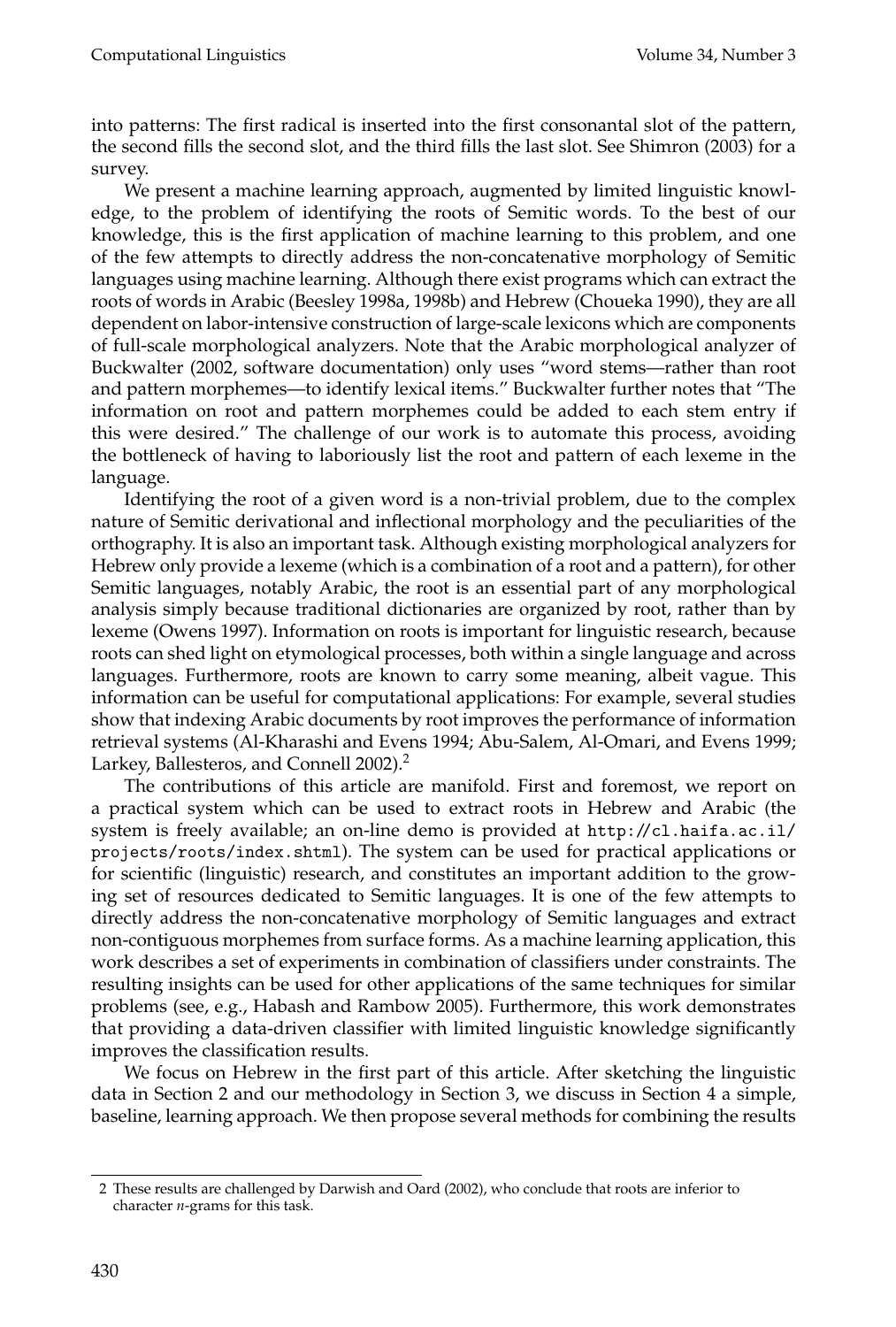into patterns: The first radical is inserted into the first consonantal slot of the pattern, the second fills the second slot, and the third fills the last slot. See Shimron (2003) for a survey.

We present a machine learning approach, augmented by limited linguistic knowledge, to the problem of identifying the roots of Semitic words. To the best of our knowledge, this is the first application of machine learning to this problem, and one of the few attempts to directly address the non-concatenative morphology of Semitic languages using machine learning. Although there exist programs which can extract the roots of words in Arabic (Beesley 1998a, 1998b) and Hebrew (Choueka 1990), they are all dependent on labor-intensive construction of large-scale lexicons which are components of full-scale morphological analyzers. Note that the Arabic morphological analyzer of Buckwalter (2002, software documentation) only uses "word stems—rather than root and pattern morphemes—to identify lexical items." Buckwalter further notes that "The information on root and pattern morphemes could be added to each stem entry if this were desired." The challenge of our work is to automate this process, avoiding the bottleneck of having to laboriously list the root and pattern of each lexeme in the language.

Identifying the root of a given word is a non-trivial problem, due to the complex nature of Semitic derivational and inflectional morphology and the peculiarities of the orthography. It is also an important task. Although existing morphological analyzers for Hebrew only provide a lexeme (which is a combination of a root and a pattern), for other Semitic languages, notably Arabic, the root is an essential part of any morphological analysis simply because traditional dictionaries are organized by root, rather than by lexeme (Owens 1997). Information on roots is important for linguistic research, because roots can shed light on etymological processes, both within a single language and across languages. Furthermore, roots are known to carry some meaning, albeit vague. This information can be useful for computational applications: For example, several studies show that indexing Arabic documents by root improves the performance of information retrieval systems (Al-Kharashi and Evens 1994; Abu-Salem, Al-Omari, and Evens 1999; Larkey, Ballesteros, and Connell 2002).[2]

The contributions of this article are manifold. First and foremost, we report on a practical system which can be used to extract roots in Hebrew and Arabic (the system is freely available; an on-line demo is provided at `http://cl.haifa.ac.il/projects/roots/index.shtml`). The system can be used for practical applications or for scientific (linguistic) research, and constitutes an important addition to the growing set of resources dedicated to Semitic languages. It is one of the few attempts to directly address the non-concatenative morphology of Semitic languages and extract non-contiguous morphemes from surface forms. As a machine learning application, this work describes a set of experiments in combination of classifiers under constraints. The resulting insights can be used for other applications of the same techniques for similar problems (see, e.g., Habash and Rambow 2005). Furthermore, this work demonstrates that providing a data-driven classifier with limited linguistic knowledge significantly improves the classification results.

We focus on Hebrew in the first part of this article. After sketching the linguistic data in Section 2 and our methodology in Section 3, we discuss in Section 4 a simple, baseline, learning approach. We then propose several methods for combining the results

---

2 These results are challenged by Darwish and Oard (2002), who conclude that roots are inferior to character *n*-grams for this task.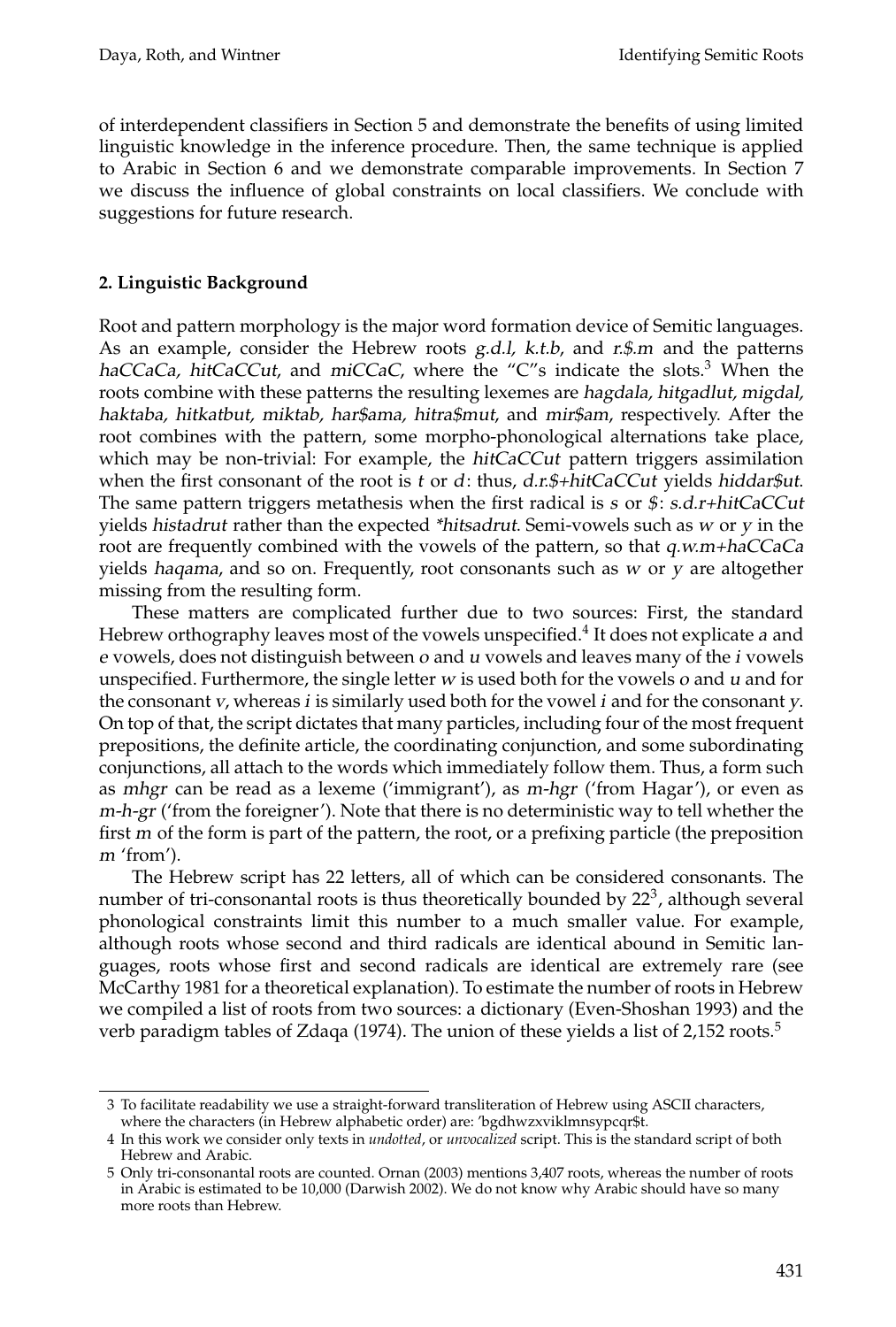of interdependent classifiers in Section 5 and demonstrate the benefits of using limited linguistic knowledge in the inference procedure. Then, the same technique is applied to Arabic in Section 6 and we demonstrate comparable improvements. In Section 7 we discuss the influence of global constraints on local classifiers. We conclude with suggestions for future research.

## 2. Linguistic Background

Root and pattern morphology is the major word formation device of Semitic languages. As an example, consider the Hebrew roots *g.d.l, k.t.b*, and *r.$.m* and the patterns *haCCaCa, hitCaCCut*, and *miCCaC*, where the "C"s indicate the slots.[3] When the roots combine with these patterns the resulting lexemes are *hagdala, hitgadlut, migdal, haktaba, hitkatbut, miktab, har$ama, hitra$mut*, and *mir$am*, respectively. After the root combines with the pattern, some morpho-phonological alternations take place, which may be non-trivial: For example, the *hitCaCCut* pattern triggers assimilation when the first consonant of the root is *t* or *d*: thus, *d.r.$+hitCaCCut* yields *hiddar$ut*. The same pattern triggers metathesis when the first radical is *s* or *$*: *s.d.r+hitCaCCut* yields *histadrut* rather than the expected *\*hitsadrut*. Semi-vowels such as *w* or *y* in the root are frequently combined with the vowels of the pattern, so that *q.w.m+haCCaCa* yields *haqama*, and so on. Frequently, root consonants such as *w* or *y* are altogether missing from the resulting form.

These matters are complicated further due to two sources: First, the standard Hebrew orthography leaves most of the vowels unspecified.[4] It does not explicate *a* and *e* vowels, does not distinguish between *o* and *u* vowels and leaves many of the *i* vowels unspecified. Furthermore, the single letter *w* is used both for the vowels *o* and *u* and for the consonant *v*, whereas *i* is similarly used both for the vowel *i* and for the consonant *y*. On top of that, the script dictates that many particles, including four of the most frequent prepositions, the definite article, the coordinating conjunction, and some subordinating conjunctions, all attach to the words which immediately follow them. Thus, a form such as *mhgr* can be read as a lexeme ('immigrant'), as *m-hgr* ('from Hagar'), or even as *m-h-gr* ('from the foreigner'). Note that there is no deterministic way to tell whether the first *m* of the form is part of the pattern, the root, or a prefixing particle (the preposition *m* 'from').

The Hebrew script has 22 letters, all of which can be considered consonants. The number of tri-consonantal roots is thus theoretically bounded by $22^3$, although several phonological constraints limit this number to a much smaller value. For example, although roots whose second and third radicals are identical abound in Semitic languages, roots whose first and second radicals are identical are extremely rare (see McCarthy 1981 for a theoretical explanation). To estimate the number of roots in Hebrew we compiled a list of roots from two sources: a dictionary (Even-Shoshan 1993) and the verb paradigm tables of Zdaqa (1974). The union of these yields a list of 2,152 roots.[5]

---

3 To facilitate readability we use a straight-forward transliteration of Hebrew using ASCII characters, where the characters (in Hebrew alphabetic order) are: 'bgdhwzxviklmnsypcqr$t.

4 In this work we consider only texts in *undotted*, or *unvocalized* script. This is the standard script of both Hebrew and Arabic.

5 Only tri-consonantal roots are counted. Ornan (2003) mentions 3,407 roots, whereas the number of roots in Arabic is estimated to be 10,000 (Darwish 2002). We do not know why Arabic should have so many more roots than Hebrew.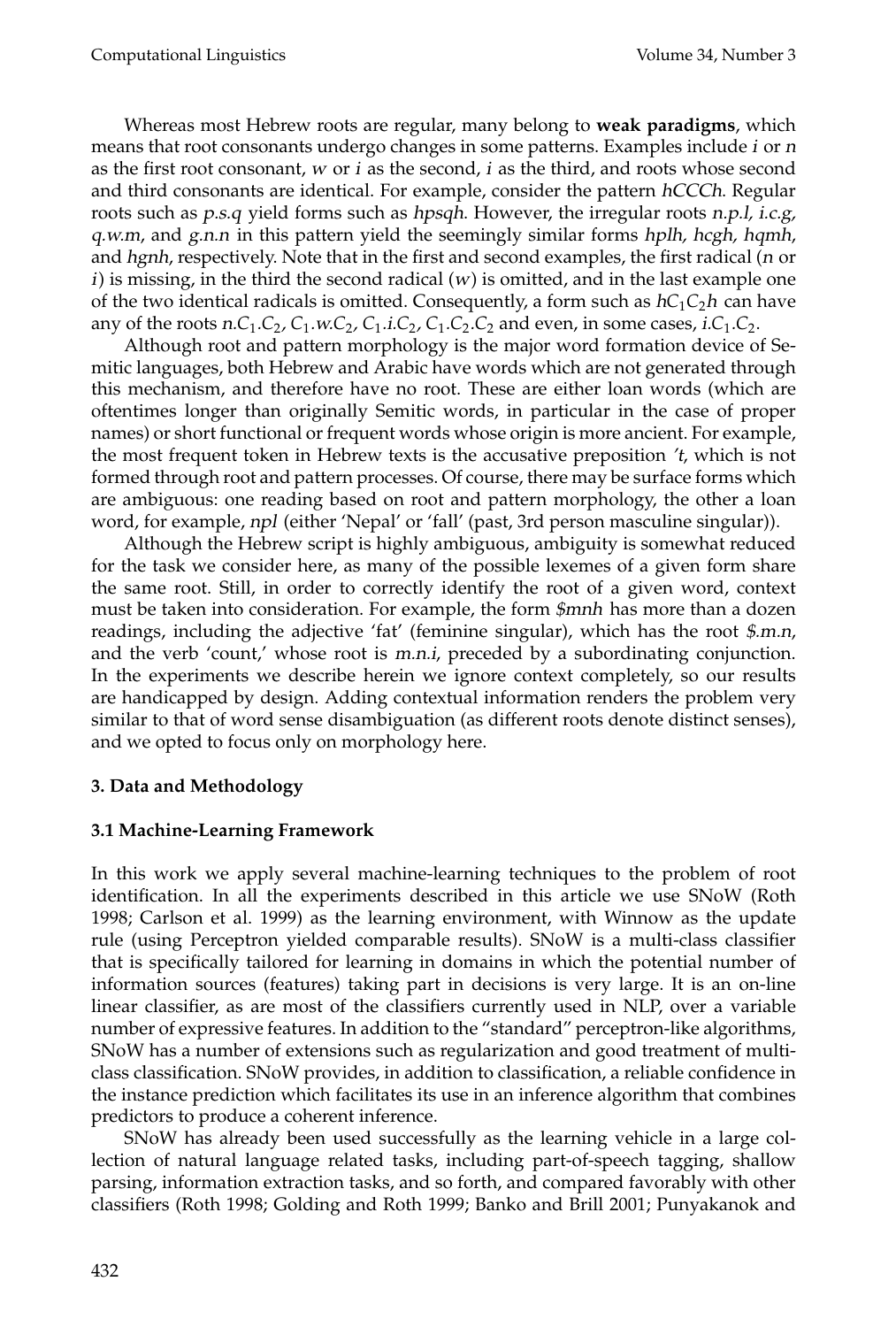Whereas most Hebrew roots are regular, many belong to **weak paradigms**, which means that root consonants undergo changes in some patterns. Examples include *i* or *n* as the first root consonant, *w* or *i* as the second, *i* as the third, and roots whose second and third consonants are identical. For example, consider the pattern *hCCCh*. Regular roots such as *p.s.q* yield forms such as *hpsqh*. However, the irregular roots *n.p.l, i.c.g, q.w.m*, and *g.n.n* in this pattern yield the seemingly similar forms *hplh, hcgh, hqmh*, and *hgnh*, respectively. Note that in the first and second examples, the first radical (*n* or *i*) is missing, in the third the second radical (*w*) is omitted, and in the last example one of the two identical radicals is omitted. Consequently, a form such as $hC_1C_2h$ can have any of the roots $n.C_1.C_2$, $C_1.w.C_2$, $C_1.i.C_2$, $C_1.C_2.C_2$ and even, in some cases, $i.C_1.C_2$.

Although root and pattern morphology is the major word formation device of Semitic languages, both Hebrew and Arabic have words which are not generated through this mechanism, and therefore have no root. These are either loan words (which are oftentimes longer than originally Semitic words, in particular in the case of proper names) or short functional or frequent words whose origin is more ancient. For example, the most frequent token in Hebrew texts is the accusative preposition *'t*, which is not formed through root and pattern processes. Of course, there may be surface forms which are ambiguous: one reading based on root and pattern morphology, the other a loan word, for example, *npl* (either 'Nepal' or 'fall' (past, 3rd person masculine singular)).

Although the Hebrew script is highly ambiguous, ambiguity is somewhat reduced for the task we consider here, as many of the possible lexemes of a given form share the same root. Still, in order to correctly identify the root of a given word, context must be taken into consideration. For example, the form *$mnh* has more than a dozen readings, including the adjective 'fat' (feminine singular), which has the root *$.m.n*, and the verb 'count,' whose root is *m.n.i*, preceded by a subordinating conjunction. In the experiments we describe herein we ignore context completely, so our results are handicapped by design. Adding contextual information renders the problem very similar to that of word sense disambiguation (as different roots denote distinct senses), and we opted to focus only on morphology here.

## 3. Data and Methodology

### 3.1 Machine-Learning Framework

In this work we apply several machine-learning techniques to the problem of root identification. In all the experiments described in this article we use SNoW (Roth 1998; Carlson et al. 1999) as the learning environment, with Winnow as the update rule (using Perceptron yielded comparable results). SNoW is a multi-class classifier that is specifically tailored for learning in domains in which the potential number of information sources (features) taking part in decisions is very large. It is an on-line linear classifier, as are most of the classifiers currently used in NLP, over a variable number of expressive features. In addition to the "standard" perceptron-like algorithms, SNoW has a number of extensions such as regularization and good treatment of multi-class classification. SNoW provides, in addition to classification, a reliable confidence in the instance prediction which facilitates its use in an inference algorithm that combines predictors to produce a coherent inference.

SNoW has already been used successfully as the learning vehicle in a large collection of natural language related tasks, including part-of-speech tagging, shallow parsing, information extraction tasks, and so forth, and compared favorably with other classifiers (Roth 1998; Golding and Roth 1999; Banko and Brill 2001; Punyakanok and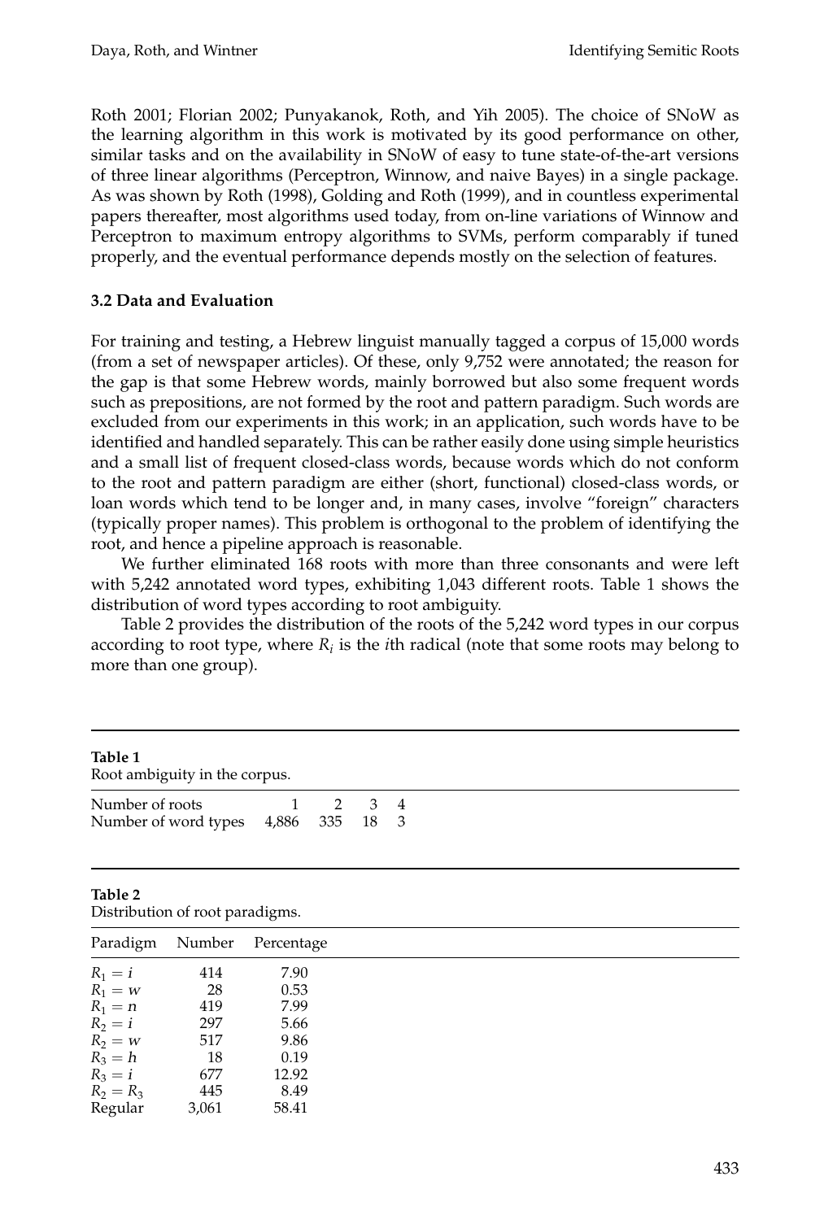Roth 2001; Florian 2002; Punyakanok, Roth, and Yih 2005). The choice of SNoW as the learning algorithm in this work is motivated by its good performance on other, similar tasks and on the availability in SNoW of easy to tune state-of-the-art versions of three linear algorithms (Perceptron, Winnow, and naive Bayes) in a single package. As was shown by Roth (1998), Golding and Roth (1999), and in countless experimental papers thereafter, most algorithms used today, from on-line variations of Winnow and Perceptron to maximum entropy algorithms to SVMs, perform comparably if tuned properly, and the eventual performance depends mostly on the selection of features.

### 3.2 Data and Evaluation

For training and testing, a Hebrew linguist manually tagged a corpus of 15,000 words (from a set of newspaper articles). Of these, only 9,752 were annotated; the reason for the gap is that some Hebrew words, mainly borrowed but also some frequent words such as prepositions, are not formed by the root and pattern paradigm. Such words are excluded from our experiments in this work; in an application, such words have to be identified and handled separately. This can be rather easily done using simple heuristics and a small list of frequent closed-class words, because words which do not conform to the root and pattern paradigm are either (short, functional) closed-class words, or loan words which tend to be longer and, in many cases, involve "foreign" characters (typically proper names). This problem is orthogonal to the problem of identifying the root, and hence a pipeline approach is reasonable.

We further eliminated 168 roots with more than three consonants and were left with 5,242 annotated word types, exhibiting 1,043 different roots. Table 1 shows the distribution of word types according to root ambiguity.

Table 2 provides the distribution of the roots of the 5,242 word types in our corpus according to root type, where $R_i$ is the $i$th radical (note that some roots may belong to more than one group).

**Table 1**
Root ambiguity in the corpus.

| Number of roots | 1 | 2 | 3 | 4 |
|---|---|---|---|---|
| Number of word types | 4,886 | 335 | 18 | 3 |

**Table 2**
Distribution of root paradigms.

| Paradigm | Number | Percentage |
|---|---|---|
| $R_1 = i$ | 414 | 7.90 |
| $R_1 = w$ | 28 | 0.53 |
| $R_1 = n$ | 419 | 7.99 |
| $R_2 = i$ | 297 | 5.66 |
| $R_2 = w$ | 517 | 9.86 |
| $R_3 = h$ | 18 | 0.19 |
| $R_3 = i$ | 677 | 12.92 |
| $R_2 = R_3$ | 445 | 8.49 |
| Regular | 3,061 | 58.41 |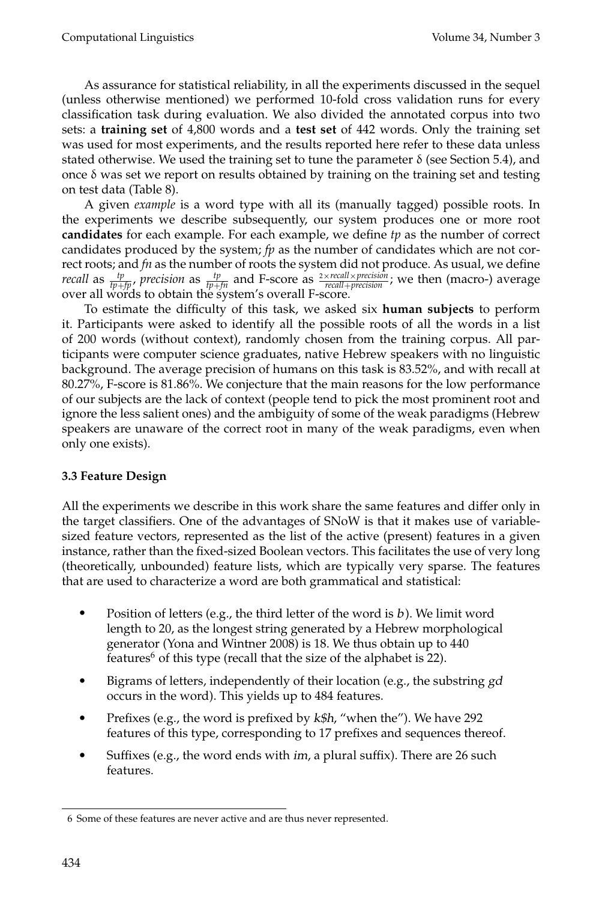As assurance for statistical reliability, in all the experiments discussed in the sequel (unless otherwise mentioned) we performed 10-fold cross validation runs for every classification task during evaluation. We also divided the annotated corpus into two sets: a **training set** of 4,800 words and a **test set** of 442 words. Only the training set was used for most experiments, and the results reported here refer to these data unless stated otherwise. We used the training set to tune the parameter δ (see Section 5.4), and once δ was set we report on results obtained by training on the training set and testing on test data (Table 8).

A given *example* is a word type with all its (manually tagged) possible roots. In the experiments we describe subsequently, our system produces one or more root **candidates** for each example. For each example, we define *tp* as the number of correct candidates produced by the system; *fp* as the number of candidates which are not correct roots; and *fn* as the number of roots the system did not produce. As usual, we define *recall* as $\frac{tp}{tp+fp}$, *precision* as $\frac{tp}{tp+fn}$ and F-score as $\frac{2 \times recall \times precision}{recall + precision}$; we then (macro-) average over all words to obtain the system's overall F-score.

To estimate the difficulty of this task, we asked six **human subjects** to perform it. Participants were asked to identify all the possible roots of all the words in a list of 200 words (without context), randomly chosen from the training corpus. All participants were computer science graduates, native Hebrew speakers with no linguistic background. The average precision of humans on this task is 83.52%, and with recall at 80.27%, F-score is 81.86%. We conjecture that the main reasons for the low performance of our subjects are the lack of context (people tend to pick the most prominent root and ignore the less salient ones) and the ambiguity of some of the weak paradigms (Hebrew speakers are unaware of the correct root in many of the weak paradigms, even when only one exists).

### 3.3 Feature Design

All the experiments we describe in this work share the same features and differ only in the target classifiers. One of the advantages of SNoW is that it makes use of variable-sized feature vectors, represented as the list of the active (present) features in a given instance, rather than the fixed-sized Boolean vectors. This facilitates the use of very long (theoretically, unbounded) feature lists, which are typically very sparse. The features that are used to characterize a word are both grammatical and statistical:

- Position of letters (e.g., the third letter of the word is *b*). We limit word length to 20, as the longest string generated by a Hebrew morphological generator (Yona and Wintner 2008) is 18. We thus obtain up to 440 features[6] of this type (recall that the size of the alphabet is 22).
- Bigrams of letters, independently of their location (e.g., the substring *gd* occurs in the word). This yields up to 484 features.
- Prefixes (e.g., the word is prefixed by *k$h*, "when the"). We have 292 features of this type, corresponding to 17 prefixes and sequences thereof.
- Suffixes (e.g., the word ends with *im*, a plural suffix). There are 26 such features.

6 Some of these features are never active and are thus never represented.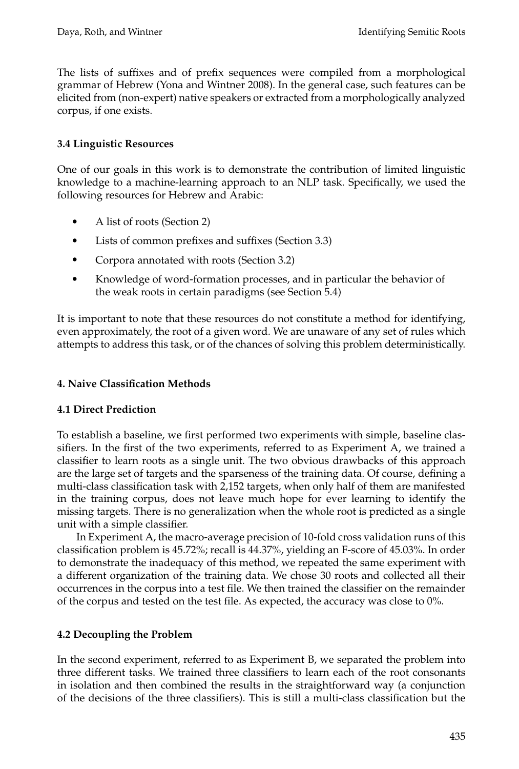The lists of suffixes and of prefix sequences were compiled from a morphological grammar of Hebrew (Yona and Wintner 2008). In the general case, such features can be elicited from (non-expert) native speakers or extracted from a morphologically analyzed corpus, if one exists.

### 3.4 Linguistic Resources

One of our goals in this work is to demonstrate the contribution of limited linguistic knowledge to a machine-learning approach to an NLP task. Specifically, we used the following resources for Hebrew and Arabic:

- A list of roots (Section 2)
- Lists of common prefixes and suffixes (Section 3.3)
- Corpora annotated with roots (Section 3.2)
- Knowledge of word-formation processes, and in particular the behavior of the weak roots in certain paradigms (see Section 5.4)

It is important to note that these resources do not constitute a method for identifying, even approximately, the root of a given word. We are unaware of any set of rules which attempts to address this task, or of the chances of solving this problem deterministically.

## 4. Naive Classification Methods

### 4.1 Direct Prediction

To establish a baseline, we first performed two experiments with simple, baseline classifiers. In the first of the two experiments, referred to as Experiment A, we trained a classifier to learn roots as a single unit. The two obvious drawbacks of this approach are the large set of targets and the sparseness of the training data. Of course, defining a multi-class classification task with 2,152 targets, when only half of them are manifested in the training corpus, does not leave much hope for ever learning to identify the missing targets. There is no generalization when the whole root is predicted as a single unit with a simple classifier.

In Experiment A, the macro-average precision of 10-fold cross validation runs of this classification problem is 45.72%; recall is 44.37%, yielding an F-score of 45.03%. In order to demonstrate the inadequacy of this method, we repeated the same experiment with a different organization of the training data. We chose 30 roots and collected all their occurrences in the corpus into a test file. We then trained the classifier on the remainder of the corpus and tested on the test file. As expected, the accuracy was close to 0%.

### 4.2 Decoupling the Problem

In the second experiment, referred to as Experiment B, we separated the problem into three different tasks. We trained three classifiers to learn each of the root consonants in isolation and then combined the results in the straightforward way (a conjunction of the decisions of the three classifiers). This is still a multi-class classification but the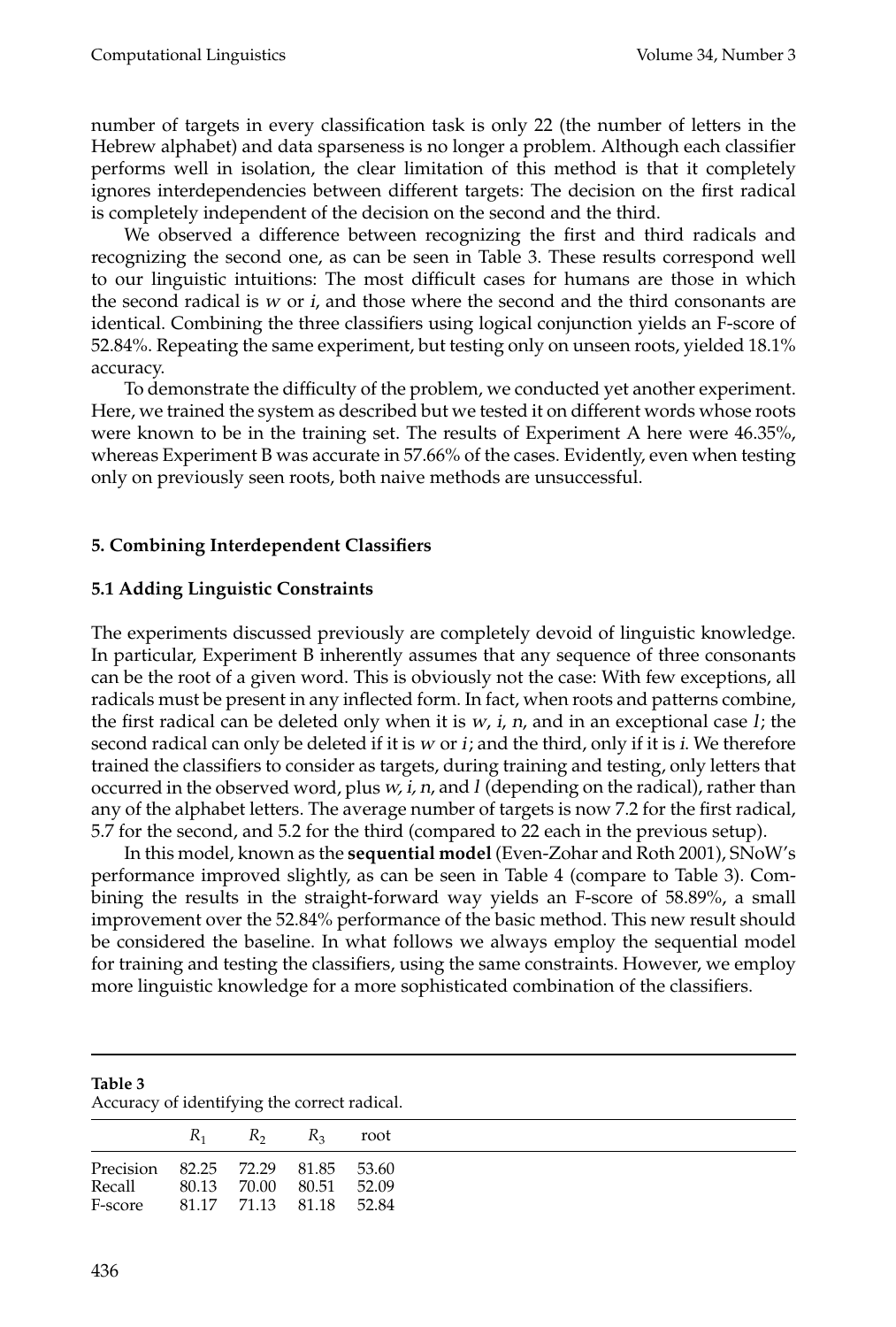number of targets in every classification task is only 22 (the number of letters in the Hebrew alphabet) and data sparseness is no longer a problem. Although each classifier performs well in isolation, the clear limitation of this method is that it completely ignores interdependencies between different targets: The decision on the first radical is completely independent of the decision on the second and the third.

We observed a difference between recognizing the first and third radicals and recognizing the second one, as can be seen in Table 3. These results correspond well to our linguistic intuitions: The most difficult cases for humans are those in which the second radical is *w* or *i*, and those where the second and the third consonants are identical. Combining the three classifiers using logical conjunction yields an F-score of 52.84%. Repeating the same experiment, but testing only on unseen roots, yielded 18.1% accuracy.

To demonstrate the difficulty of the problem, we conducted yet another experiment. Here, we trained the system as described but we tested it on different words whose roots were known to be in the training set. The results of Experiment A here were 46.35%, whereas Experiment B was accurate in 57.66% of the cases. Evidently, even when testing only on previously seen roots, both naive methods are unsuccessful.

## 5. Combining Interdependent Classifiers

### 5.1 Adding Linguistic Constraints

The experiments discussed previously are completely devoid of linguistic knowledge. In particular, Experiment B inherently assumes that any sequence of three consonants can be the root of a given word. This is obviously not the case: With few exceptions, all radicals must be present in any inflected form. In fact, when roots and patterns combine, the first radical can be deleted only when it is *w*, *i*, *n*, and in an exceptional case *l*; the second radical can only be deleted if it is *w* or *i*; and the third, only if it is *i*. We therefore trained the classifiers to consider as targets, during training and testing, only letters that occurred in the observed word, plus *w, i, n*, and *l* (depending on the radical), rather than any of the alphabet letters. The average number of targets is now 7.2 for the first radical, 5.7 for the second, and 5.2 for the third (compared to 22 each in the previous setup).

In this model, known as the **sequential model** (Even-Zohar and Roth 2001), SNoW's performance improved slightly, as can be seen in Table 4 (compare to Table 3). Combining the results in the straight-forward way yields an F-score of 58.89%, a small improvement over the 52.84% performance of the basic method. This new result should be considered the baseline. In what follows we always employ the sequential model for training and testing the classifiers, using the same constraints. However, we employ more linguistic knowledge for a more sophisticated combination of the classifiers.

**Table 3**
Accuracy of identifying the correct radical.

| | $R_1$ | $R_2$ | $R_3$ | root |
|---|---|---|---|---|
| Precision | 82.25 | 72.29 | 81.85 | 53.60 |
| Recall | 80.13 | 70.00 | 80.51 | 52.09 |
| F-score | 81.17 | 71.13 | 81.18 | 52.84 |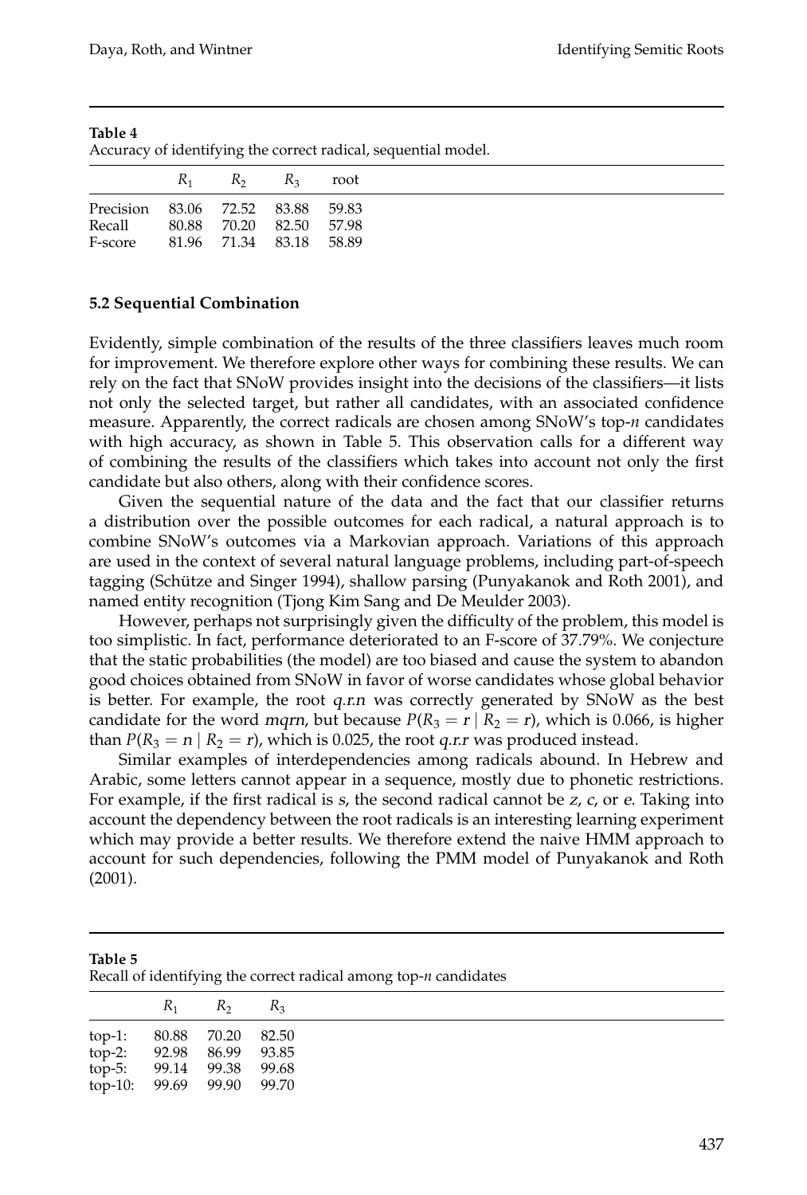**Table 4**
Accuracy of identifying the correct radical, sequential model.

| | $R_1$ | $R_2$ | $R_3$ | root |
|---|---|---|---|---|
| Precision | 83.06 | 72.52 | 83.88 | 59.83 |
| Recall | 80.88 | 70.20 | 82.50 | 57.98 |
| F-score | 81.96 | 71.34 | 83.18 | 58.89 |

### 5.2 Sequential Combination

Evidently, simple combination of the results of the three classifiers leaves much room for improvement. We therefore explore other ways for combining these results. We can rely on the fact that SNoW provides insight into the decisions of the classifiers—it lists not only the selected target, but rather all candidates, with an associated confidence measure. Apparently, the correct radicals are chosen among SNoW's top-*n* candidates with high accuracy, as shown in Table 5. This observation calls for a different way of combining the results of the classifiers which takes into account not only the first candidate but also others, along with their confidence scores.

Given the sequential nature of the data and the fact that our classifier returns a distribution over the possible outcomes for each radical, a natural approach is to combine SNoW's outcomes via a Markovian approach. Variations of this approach are used in the context of several natural language problems, including part-of-speech tagging (Schütze and Singer 1994), shallow parsing (Punyakanok and Roth 2001), and named entity recognition (Tjong Kim Sang and De Meulder 2003).

However, perhaps not surprisingly given the difficulty of the problem, this model is too simplistic. In fact, performance deteriorated to an F-score of 37.79%. We conjecture that the static probabilities (the model) are too biased and cause the system to abandon good choices obtained from SNoW in favor of worse candidates whose global behavior is better. For example, the root *q.r.n* was correctly generated by SNoW as the best candidate for the word *mqrn*, but because $P(R_3 = r \mid R_2 = r)$, which is 0.066, is higher than $P(R_3 = n \mid R_2 = r)$, which is 0.025, the root *q.r.r* was produced instead.

Similar examples of interdependencies among radicals abound. In Hebrew and Arabic, some letters cannot appear in a sequence, mostly due to phonetic restrictions. For example, if the first radical is *s*, the second radical cannot be *z*, *c*, or *e*. Taking into account the dependency between the root radicals is an interesting learning experiment which may provide a better results. We therefore extend the naive HMM approach to account for such dependencies, following the PMM model of Punyakanok and Roth (2001).

**Table 5**
Recall of identifying the correct radical among top-*n* candidates

| | $R_1$ | $R_2$ | $R_3$ |
|---|---|---|---|
| top-1: | 80.88 | 70.20 | 82.50 |
| top-2: | 92.98 | 86.99 | 93.85 |
| top-5: | 99.14 | 99.38 | 99.68 |
| top-10: | 99.69 | 99.90 | 99.70 |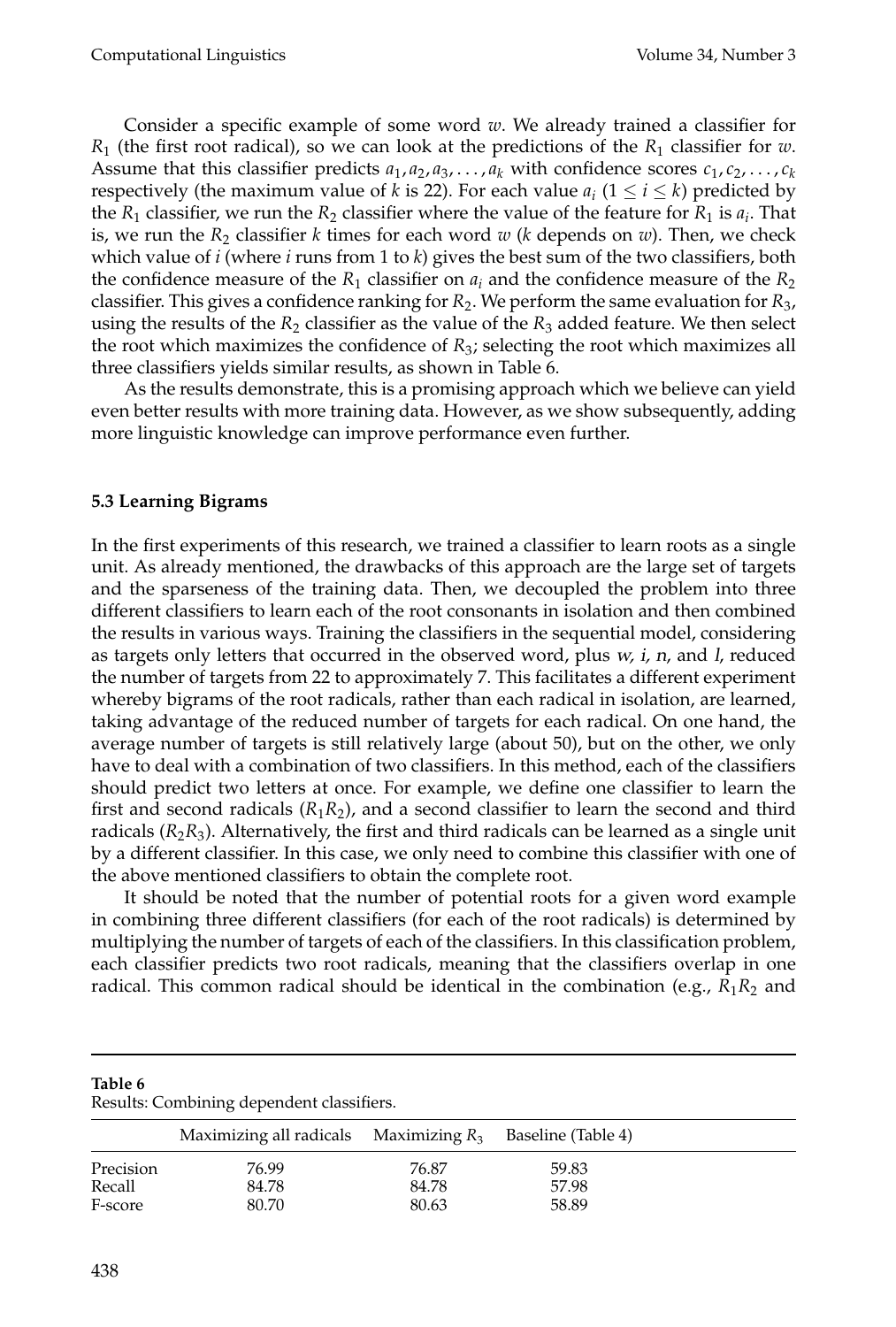Consider a specific example of some word $w$. We already trained a classifier for $R_1$ (the first root radical), so we can look at the predictions of the $R_1$ classifier for $w$. Assume that this classifier predicts $a_1, a_2, a_3, \ldots, a_k$ with confidence scores $c_1, c_2, \ldots, c_k$ respectively (the maximum value of $k$ is 22). For each value $a_i$ ($1 \leq i \leq k$) predicted by the $R_1$ classifier, we run the $R_2$ classifier where the value of the feature for $R_1$ is $a_i$. That is, we run the $R_2$ classifier $k$ times for each word $w$ ($k$ depends on $w$). Then, we check which value of $i$ (where $i$ runs from 1 to $k$) gives the best sum of the two classifiers, both the confidence measure of the $R_1$ classifier on $a_i$ and the confidence measure of the $R_2$ classifier. This gives a confidence ranking for $R_2$. We perform the same evaluation for $R_3$, using the results of the $R_2$ classifier as the value of the $R_3$ added feature. We then select the root which maximizes the confidence of $R_3$; selecting the root which maximizes all three classifiers yields similar results, as shown in Table 6.

As the results demonstrate, this is a promising approach which we believe can yield even better results with more training data. However, as we show subsequently, adding more linguistic knowledge can improve performance even further.

### 5.3 Learning Bigrams

In the first experiments of this research, we trained a classifier to learn roots as a single unit. As already mentioned, the drawbacks of this approach are the large set of targets and the sparseness of the training data. Then, we decoupled the problem into three different classifiers to learn each of the root consonants in isolation and then combined the results in various ways. Training the classifiers in the sequential model, considering as targets only letters that occurred in the observed word, plus *w*, *i*, *n*, and *l*, reduced the number of targets from 22 to approximately 7. This facilitates a different experiment whereby bigrams of the root radicals, rather than each radical in isolation, are learned, taking advantage of the reduced number of targets for each radical. On one hand, the average number of targets is still relatively large (about 50), but on the other, we only have to deal with a combination of two classifiers. In this method, each of the classifiers should predict two letters at once. For example, we define one classifier to learn the first and second radicals ($R_1R_2$), and a second classifier to learn the second and third radicals ($R_2R_3$). Alternatively, the first and third radicals can be learned as a single unit by a different classifier. In this case, we only need to combine this classifier with one of the above mentioned classifiers to obtain the complete root.

It should be noted that the number of potential roots for a given word example in combining three different classifiers (for each of the root radicals) is determined by multiplying the number of targets of each of the classifiers. In this classification problem, each classifier predicts two root radicals, meaning that the classifiers overlap in one radical. This common radical should be identical in the combination (e.g., $R_1R_2$ and

**Table 6**
Results: Combining dependent classifiers.

| | Maximizing all radicals | Maximizing $R_3$ | Baseline (Table 4) |
|---|---|---|---|
| Precision | 76.99 | 76.87 | 59.83 |
| Recall | 84.78 | 84.78 | 57.98 |
| F-score | 80.70 | 80.63 | 58.89 |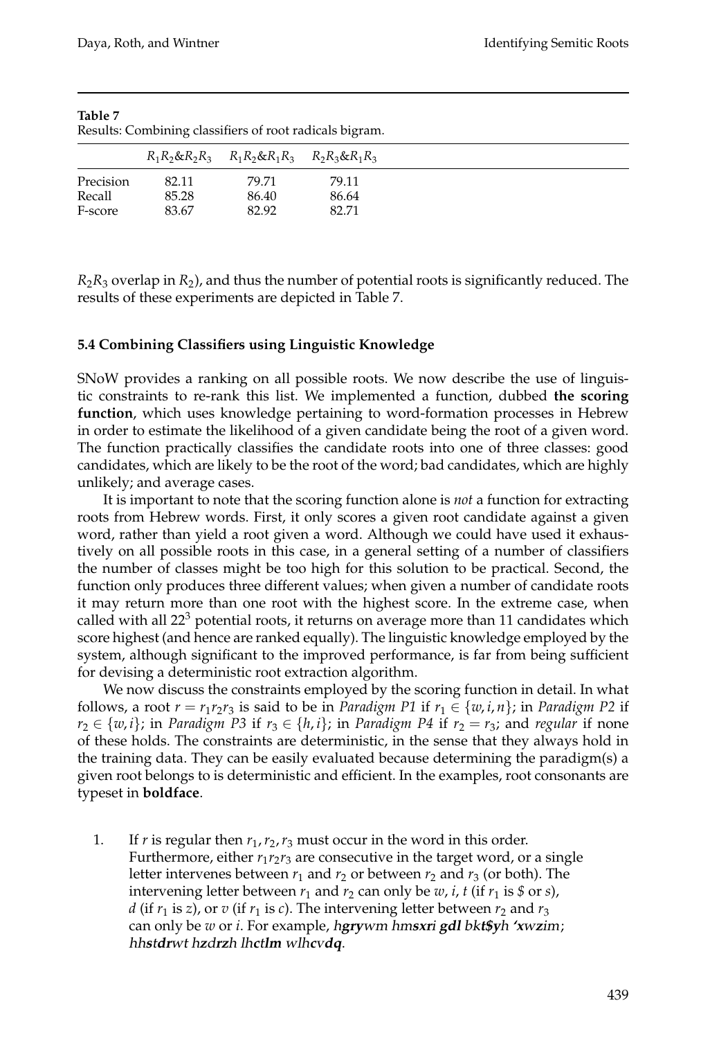**Table 7**
Results: Combining classifiers of root radicals bigram.

| | $R_1R_2$&$R_2R_3$ | $R_1R_2$&$R_1R_3$ | $R_2R_3$&$R_1R_3$ |
|---|---|---|---|
| Precision | 82.11 | 79.71 | 79.11 |
| Recall | 85.28 | 86.40 | 86.64 |
| F-score | 83.67 | 82.92 | 82.71 |

$R_2R_3$ overlap in $R_2$), and thus the number of potential roots is significantly reduced. The results of these experiments are depicted in Table 7.

### 5.4 Combining Classifiers using Linguistic Knowledge

SNoW provides a ranking on all possible roots. We now describe the use of linguistic constraints to re-rank this list. We implemented a function, dubbed **the scoring function**, which uses knowledge pertaining to word-formation processes in Hebrew in order to estimate the likelihood of a given candidate being the root of a given word. The function practically classifies the candidate roots into one of three classes: good candidates, which are likely to be the root of the word; bad candidates, which are highly unlikely; and average cases.

It is important to note that the scoring function alone is *not* a function for extracting roots from Hebrew words. First, it only scores a given root candidate against a given word, rather than yield a root given a word. Although we could have used it exhaustively on all possible roots in this case, in a general setting of a number of classifiers the number of classes might be too high for this solution to be practical. Second, the function only produces three different values; when given a number of candidate roots it may return more than one root with the highest score. In the extreme case, when called with all $22^3$ potential roots, it returns on average more than 11 candidates which score highest (and hence are ranked equally). The linguistic knowledge employed by the system, although significant to the improved performance, is far from being sufficient for devising a deterministic root extraction algorithm.

We now discuss the constraints employed by the scoring function in detail. In what follows, a root $r = r_1r_2r_3$ is said to be in *Paradigm P1* if $r_1 \in \{w, i, n\}$; in *Paradigm P2* if $r_2 \in \{w, i\}$; in *Paradigm P3* if $r_3 \in \{h, i\}$; in *Paradigm P4* if $r_2 = r_3$; and *regular* if none of these holds. The constraints are deterministic, in the sense that they always hold in the training data. They can be easily evaluated because determining the paradigm(s) a given root belongs to is deterministic and efficient. In the examples, root consonants are typeset in **boldface**.

1. If $r$ is regular then $r_1, r_2, r_3$ must occur in the word in this order. Furthermore, either $r_1r_2r_3$ are consecutive in the target word, or a single letter intervenes between $r_1$ and $r_2$ or between $r_2$ and $r_3$ (or both). The intervening letter between $r_1$ and $r_2$ can only be $w$, $i$, $t$ (if $r_1$ is *$* or $s$), $d$ (if $r_1$ is $z$), or $v$ (if $r_1$ is $c$). The intervening letter between $r_2$ and $r_3$ can only be $w$ or $i$. For example, *h**gry**wm hm**sxr**i **gdl** bk**t$y**h '**x**w**z**im*; *hh**st**d**r**wt h**z**d**r**h lh**ctlm** wlh**c**v**dq***.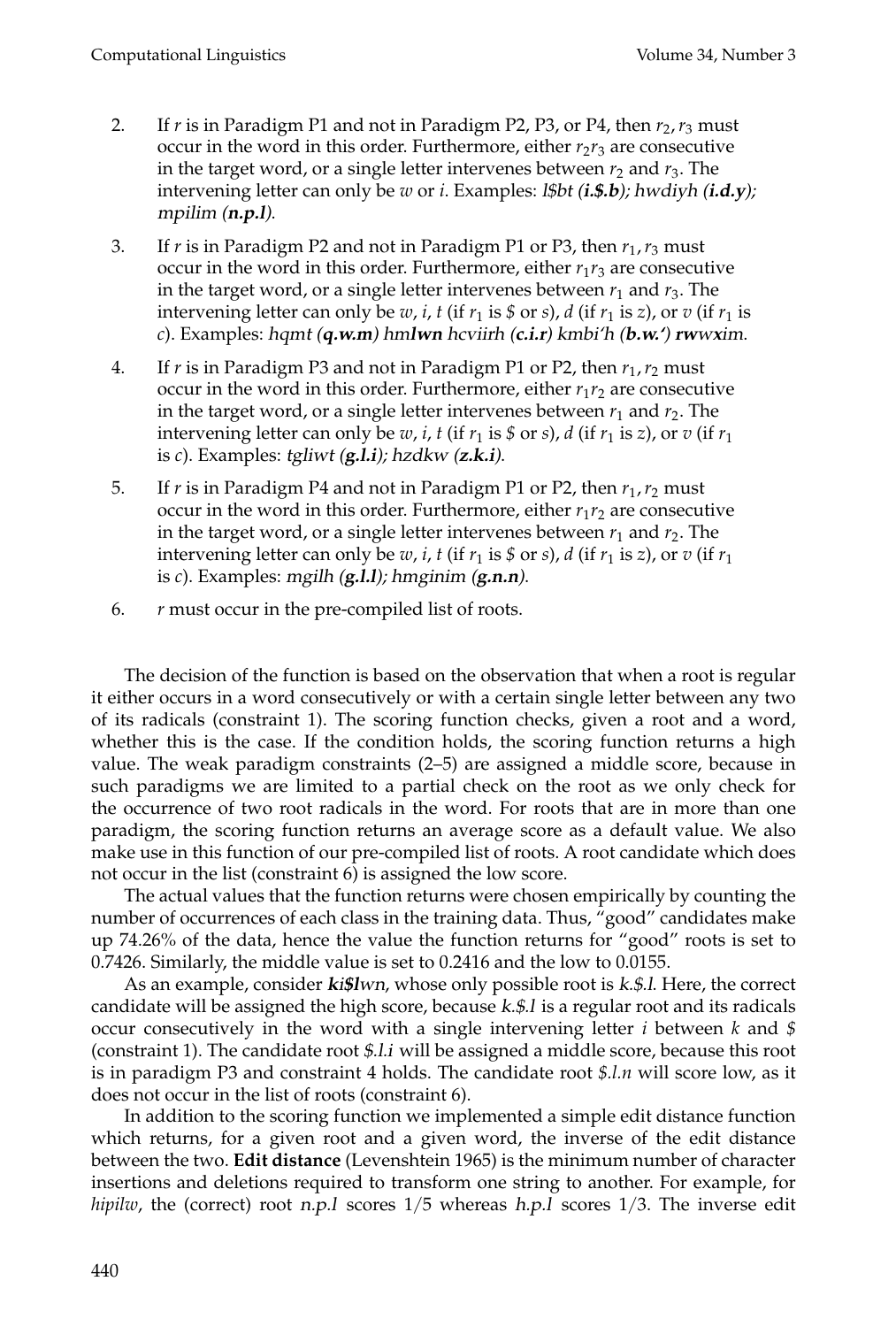2. If *r* is in Paradigm P1 and not in Paradigm P2, P3, or P4, then $r_2, r_3$ must occur in the word in this order. Furthermore, either $r_2r_3$ are consecutive in the target word, or a single letter intervenes between $r_2$ and $r_3$. The intervening letter can only be *w* or *i*. Examples: *l$bt (**i.$.b**); hwdiyh (**i.d.y**); mpilim (**n.p.l**)*.
3. If *r* is in Paradigm P2 and not in Paradigm P1 or P3, then $r_1, r_3$ must occur in the word in this order. Furthermore, either $r_1r_3$ are consecutive in the target word, or a single letter intervenes between $r_1$ and $r_3$. The intervening letter can only be *w*, *i*, *t* (if $r_1$ is *$* or *s*), *d* (if $r_1$ is *z*), or *v* (if $r_1$ is *c*). Examples: *hqmt (**q.w.m**) hm**lwn** hcviirh (**c.i.r**) kmbi'h (**b.w.'**) **rw**wxim*.
4. If *r* is in Paradigm P3 and not in Paradigm P1 or P2, then $r_1, r_2$ must occur in the word in this order. Furthermore, either $r_1r_2$ are consecutive in the target word, or a single letter intervenes between $r_1$ and $r_2$. The intervening letter can only be *w*, *i*, *t* (if $r_1$ is *$* or *s*), *d* (if $r_1$ is *z*), or *v* (if $r_1$ is *c*). Examples: *tgliwt (**g.l.i**); hzdkw (**z.k.i**)*.
5. If *r* is in Paradigm P4 and not in Paradigm P1 or P2, then $r_1, r_2$ must occur in the word in this order. Furthermore, either $r_1r_2$ are consecutive in the target word, or a single letter intervenes between $r_1$ and $r_2$. The intervening letter can only be *w*, *i*, *t* (if $r_1$ is *$* or *s*), *d* (if $r_1$ is *z*), or *v* (if $r_1$ is *c*). Examples: *mgilh (**g.l.l**); hmginim (**g.n.n**)*.
6. *r* must occur in the pre-compiled list of roots.

The decision of the function is based on the observation that when a root is regular it either occurs in a word consecutively or with a certain single letter between any two of its radicals (constraint 1). The scoring function checks, given a root and a word, whether this is the case. If the condition holds, the scoring function returns a high value. The weak paradigm constraints (2–5) are assigned a middle score, because in such paradigms we are limited to a partial check on the root as we only check for the occurrence of two root radicals in the word. For roots that are in more than one paradigm, the scoring function returns an average score as a default value. We also make use in this function of our pre-compiled list of roots. A root candidate which does not occur in the list (constraint 6) is assigned the low score.

The actual values that the function returns were chosen empirically by counting the number of occurrences of each class in the training data. Thus, "good" candidates make up 74.26% of the data, hence the value the function returns for "good" roots is set to 0.7426. Similarly, the middle value is set to 0.2416 and the low to 0.0155.

As an example, consider ***ki$lwn***, whose only possible root is *k.$.l*. Here, the correct candidate will be assigned the high score, because *k.$.l* is a regular root and its radicals occur consecutively in the word with a single intervening letter *i* between *k* and *$* (constraint 1). The candidate root *$.l.i* will be assigned a middle score, because this root is in paradigm P3 and constraint 4 holds. The candidate root *$.l.n* will score low, as it does not occur in the list of roots (constraint 6).

In addition to the scoring function we implemented a simple edit distance function which returns, for a given root and a given word, the inverse of the edit distance between the two. **Edit distance** (Levenshtein 1965) is the minimum number of character insertions and deletions required to transform one string to another. For example, for *hipilw*, the (correct) root *n.p.l* scores 1/5 whereas *h.p.l* scores 1/3. The inverse edit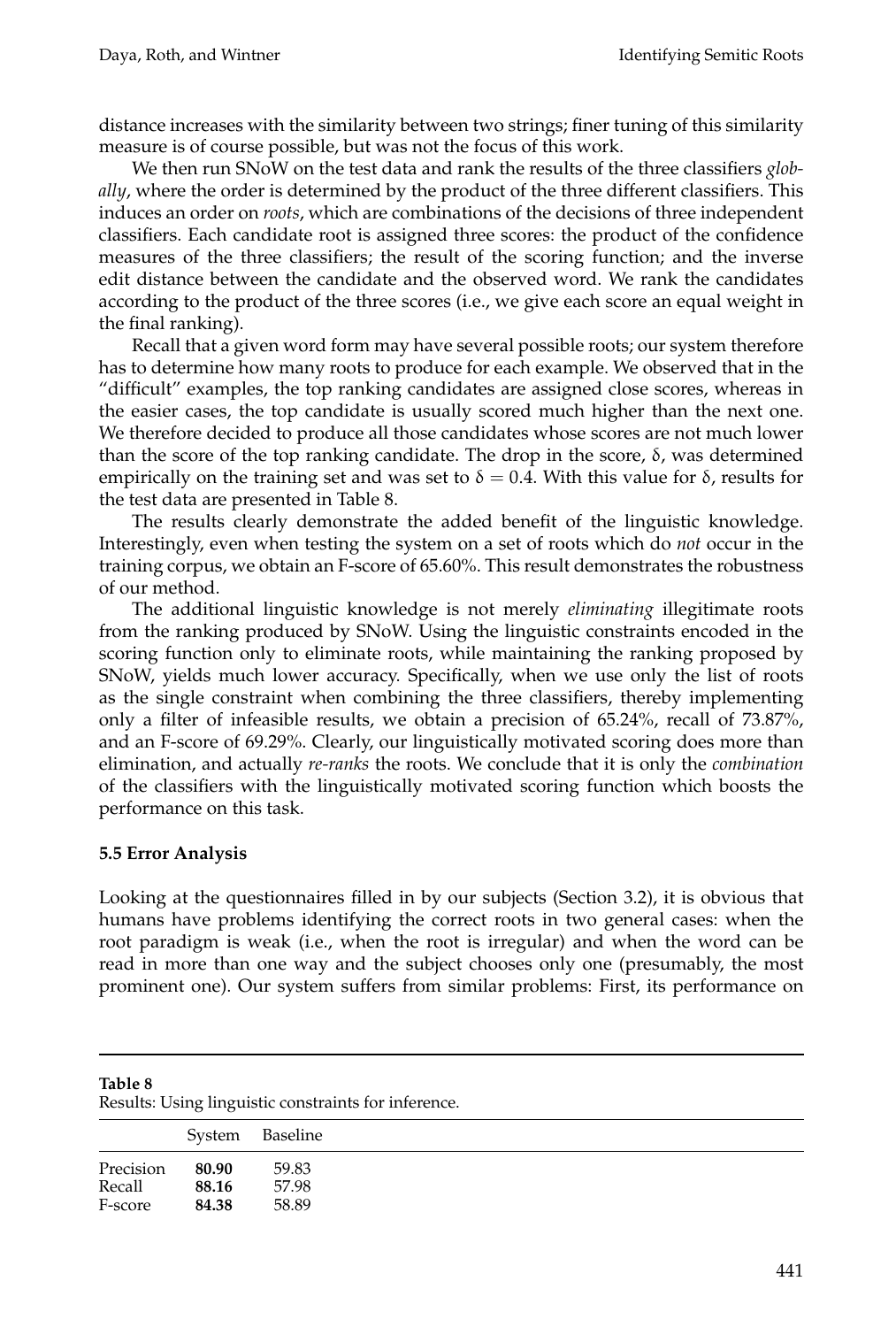distance increases with the similarity between two strings; finer tuning of this similarity measure is of course possible, but was not the focus of this work.

We then run SNoW on the test data and rank the results of the three classifiers *globally*, where the order is determined by the product of the three different classifiers. This induces an order on *roots*, which are combinations of the decisions of three independent classifiers. Each candidate root is assigned three scores: the product of the confidence measures of the three classifiers; the result of the scoring function; and the inverse edit distance between the candidate and the observed word. We rank the candidates according to the product of the three scores (i.e., we give each score an equal weight in the final ranking).

Recall that a given word form may have several possible roots; our system therefore has to determine how many roots to produce for each example. We observed that in the "difficult" examples, the top ranking candidates are assigned close scores, whereas in the easier cases, the top candidate is usually scored much higher than the next one. We therefore decided to produce all those candidates whose scores are not much lower than the score of the top ranking candidate. The drop in the score, $\delta$, was determined empirically on the training set and was set to $\delta = 0.4$. With this value for $\delta$, results for the test data are presented in Table 8.

The results clearly demonstrate the added benefit of the linguistic knowledge. Interestingly, even when testing the system on a set of roots which do *not* occur in the training corpus, we obtain an F-score of 65.60%. This result demonstrates the robustness of our method.

The additional linguistic knowledge is not merely *eliminating* illegitimate roots from the ranking produced by SNoW. Using the linguistic constraints encoded in the scoring function only to eliminate roots, while maintaining the ranking proposed by SNoW, yields much lower accuracy. Specifically, when we use only the list of roots as the single constraint when combining the three classifiers, thereby implementing only a filter of infeasible results, we obtain a precision of 65.24%, recall of 73.87%, and an F-score of 69.29%. Clearly, our linguistically motivated scoring does more than elimination, and actually *re-ranks* the roots. We conclude that it is only the *combination* of the classifiers with the linguistically motivated scoring function which boosts the performance on this task.

### 5.5 Error Analysis

Looking at the questionnaires filled in by our subjects (Section 3.2), it is obvious that humans have problems identifying the correct roots in two general cases: when the root paradigm is weak (i.e., when the root is irregular) and when the word can be read in more than one way and the subject chooses only one (presumably, the most prominent one). Our system suffers from similar problems: First, its performance on

**Table 8**
Results: Using linguistic constraints for inference.

| | System | Baseline |
|---|---|---|
| Precision | **80.90** | 59.83 |
| Recall | **88.16** | 57.98 |
| F-score | **84.38** | 58.89 |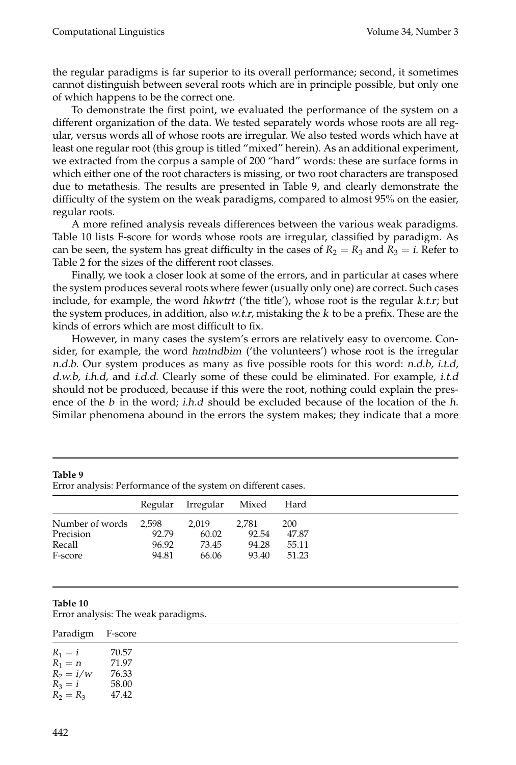the regular paradigms is far superior to its overall performance; second, it sometimes cannot distinguish between several roots which are in principle possible, but only one of which happens to be the correct one.

To demonstrate the first point, we evaluated the performance of the system on a different organization of the data. We tested separately words whose roots are all regular, versus words all of whose roots are irregular. We also tested words which have at least one regular root (this group is titled "mixed" herein). As an additional experiment, we extracted from the corpus a sample of 200 "hard" words: these are surface forms in which either one of the root characters is missing, or two root characters are transposed due to metathesis. The results are presented in Table 9, and clearly demonstrate the difficulty of the system on the weak paradigms, compared to almost 95% on the easier, regular roots.

A more refined analysis reveals differences between the various weak paradigms. Table 10 lists F-score for words whose roots are irregular, classified by paradigm. As can be seen, the system has great difficulty in the cases of $R_2 = R_3$ and $R_3 = i$. Refer to Table 2 for the sizes of the different root classes.

Finally, we took a closer look at some of the errors, and in particular at cases where the system produces several roots where fewer (usually only one) are correct. Such cases include, for example, the word *hkwtrt* ('the title'), whose root is the regular *k.t.r*; but the system produces, in addition, also *w.t.r*, mistaking the *k* to be a prefix. These are the kinds of errors which are most difficult to fix.

However, in many cases the system's errors are relatively easy to overcome. Consider, for example, the word *hmtndbim* ('the volunteers') whose root is the irregular *n.d.b*. Our system produces as many as five possible roots for this word: *n.d.b, i.t.d, d.w.b, i.h.d,* and *i.d.d*. Clearly some of these could be eliminated. For example, *i.t.d* should not be produced, because if this were the root, nothing could explain the presence of the *b* in the word; *i.h.d* should be excluded because of the location of the *h*. Similar phenomena abound in the errors the system makes; they indicate that a more

**Table 9**
Error analysis: Performance of the system on different cases.

| | Regular | Irregular | Mixed | Hard |
|---|---|---|---|---|
| Number of words | 2,598 | 2,019 | 2,781 | 200 |
| Precision | 92.79 | 60.02 | 92.54 | 47.87 |
| Recall | 96.92 | 73.45 | 94.28 | 55.11 |
| F-score | 94.81 | 66.06 | 93.40 | 51.23 |

**Table 10**
Error analysis: The weak paradigms.

| Paradigm | F-score |
|---|---|
| $R_1 = i$ | 70.57 |
| $R_1 = n$ | 71.97 |
| $R_2 = i/w$ | 76.33 |
| $R_3 = i$ | 58.00 |
| $R_2 = R_3$ | 47.42 |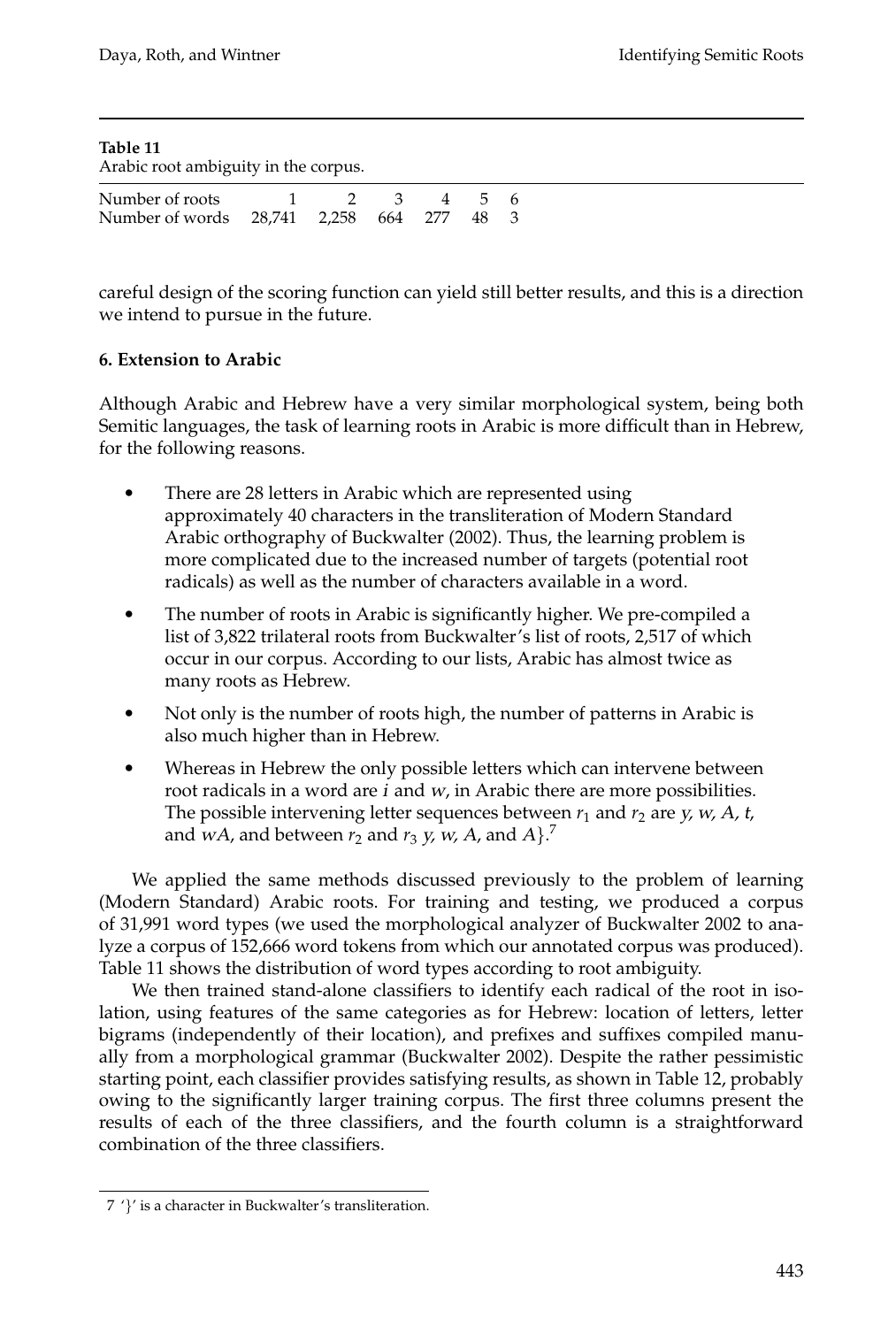**Table 11**
Arabic root ambiguity in the corpus.

| Number of roots | 1 | 2 | 3 | 4 | 5 | 6 |
|---|---|---|---|---|---|---|
| Number of words | 28,741 | 2,258 | 664 | 277 | 48 | 3 |

careful design of the scoring function can yield still better results, and this is a direction we intend to pursue in the future.

## 6. Extension to Arabic

Although Arabic and Hebrew have a very similar morphological system, being both Semitic languages, the task of learning roots in Arabic is more difficult than in Hebrew, for the following reasons.

- There are 28 letters in Arabic which are represented using approximately 40 characters in the transliteration of Modern Standard Arabic orthography of Buckwalter (2002). Thus, the learning problem is more complicated due to the increased number of targets (potential root radicals) as well as the number of characters available in a word.
- The number of roots in Arabic is significantly higher. We pre-compiled a list of 3,822 trilateral roots from Buckwalter's list of roots, 2,517 of which occur in our corpus. According to our lists, Arabic has almost twice as many roots as Hebrew.
- Not only is the number of roots high, the number of patterns in Arabic is also much higher than in Hebrew.
- Whereas in Hebrew the only possible letters which can intervene between root radicals in a word are *i* and *w*, in Arabic there are more possibilities. The possible intervening letter sequences between $r_1$ and $r_2$ are *y, w, A, t,* and *wA*, and between $r_2$ and $r_3$ *y, w, A*, and *A}*.[7]

We applied the same methods discussed previously to the problem of learning (Modern Standard) Arabic roots. For training and testing, we produced a corpus of 31,991 word types (we used the morphological analyzer of Buckwalter 2002 to analyze a corpus of 152,666 word tokens from which our annotated corpus was produced). Table 11 shows the distribution of word types according to root ambiguity.

We then trained stand-alone classifiers to identify each radical of the root in isolation, using features of the same categories as for Hebrew: location of letters, letter bigrams (independently of their location), and prefixes and suffixes compiled manually from a morphological grammar (Buckwalter 2002). Despite the rather pessimistic starting point, each classifier provides satisfying results, as shown in Table 12, probably owing to the significantly larger training corpus. The first three columns present the results of each of the three classifiers, and the fourth column is a straightforward combination of the three classifiers.

---

7 '}' is a character in Buckwalter's transliteration.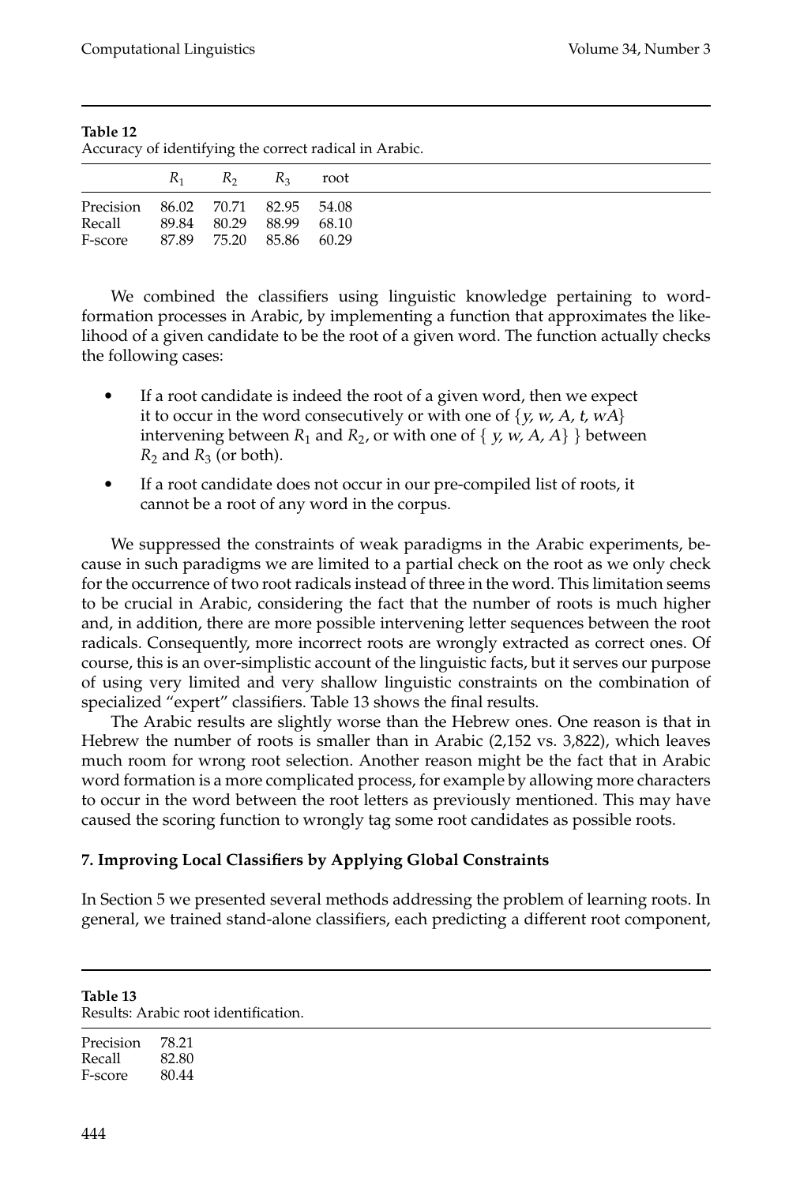**Table 12**
Accuracy of identifying the correct radical in Arabic.

| | $R_1$ | $R_2$ | $R_3$ | root |
|---|---|---|---|---|
| Precision | 86.02 | 70.71 | 82.95 | 54.08 |
| Recall | 89.84 | 80.29 | 88.99 | 68.10 |
| F-score | 87.89 | 75.20 | 85.86 | 60.29 |

We combined the classifiers using linguistic knowledge pertaining to word-formation processes in Arabic, by implementing a function that approximates the likelihood of a given candidate to be the root of a given word. The function actually checks the following cases:

- If a root candidate is indeed the root of a given word, then we expect it to occur in the word consecutively or with one of {*y, w, A, t, wA*} intervening between $R_1$ and $R_2$, or with one of { *y, w, A, A*} } between $R_2$ and $R_3$ (or both).
- If a root candidate does not occur in our pre-compiled list of roots, it cannot be a root of any word in the corpus.

We suppressed the constraints of weak paradigms in the Arabic experiments, because in such paradigms we are limited to a partial check on the root as we only check for the occurrence of two root radicals instead of three in the word. This limitation seems to be crucial in Arabic, considering the fact that the number of roots is much higher and, in addition, there are more possible intervening letter sequences between the root radicals. Consequently, more incorrect roots are wrongly extracted as correct ones. Of course, this is an over-simplistic account of the linguistic facts, but it serves our purpose of using very limited and very shallow linguistic constraints on the combination of specialized "expert" classifiers. Table 13 shows the final results.

The Arabic results are slightly worse than the Hebrew ones. One reason is that in Hebrew the number of roots is smaller than in Arabic (2,152 vs. 3,822), which leaves much room for wrong root selection. Another reason might be the fact that in Arabic word formation is a more complicated process, for example by allowing more characters to occur in the word between the root letters as previously mentioned. This may have caused the scoring function to wrongly tag some root candidates as possible roots.

## 7. Improving Local Classifiers by Applying Global Constraints

In Section 5 we presented several methods addressing the problem of learning roots. In general, we trained stand-alone classifiers, each predicting a different root component,

**Table 13**
Results: Arabic root identification.

| | |
|---|---|
| Precision | 78.21 |
| Recall | 82.80 |
| F-score | 80.44 |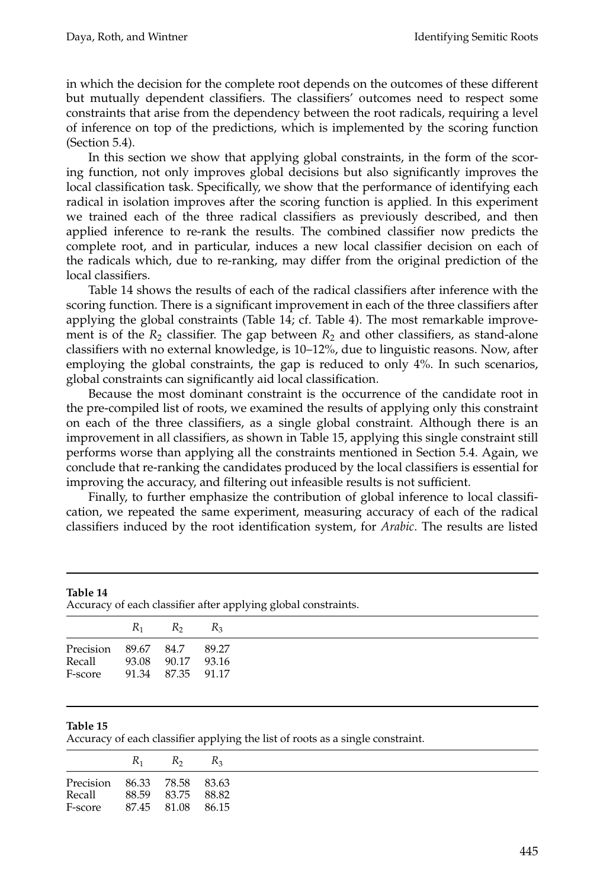in which the decision for the complete root depends on the outcomes of these different but mutually dependent classifiers. The classifiers' outcomes need to respect some constraints that arise from the dependency between the root radicals, requiring a level of inference on top of the predictions, which is implemented by the scoring function (Section 5.4).

In this section we show that applying global constraints, in the form of the scoring function, not only improves global decisions but also significantly improves the local classification task. Specifically, we show that the performance of identifying each radical in isolation improves after the scoring function is applied. In this experiment we trained each of the three radical classifiers as previously described, and then applied inference to re-rank the results. The combined classifier now predicts the complete root, and in particular, induces a new local classifier decision on each of the radicals which, due to re-ranking, may differ from the original prediction of the local classifiers.

Table 14 shows the results of each of the radical classifiers after inference with the scoring function. There is a significant improvement in each of the three classifiers after applying the global constraints (Table 14; cf. Table 4). The most remarkable improvement is of the $R_2$ classifier. The gap between $R_2$ and other classifiers, as stand-alone classifiers with no external knowledge, is 10–12%, due to linguistic reasons. Now, after employing the global constraints, the gap is reduced to only 4%. In such scenarios, global constraints can significantly aid local classification.

Because the most dominant constraint is the occurrence of the candidate root in the pre-compiled list of roots, we examined the results of applying only this constraint on each of the three classifiers, as a single global constraint. Although there is an improvement in all classifiers, as shown in Table 15, applying this single constraint still performs worse than applying all the constraints mentioned in Section 5.4. Again, we conclude that re-ranking the candidates produced by the local classifiers is essential for improving the accuracy, and filtering out infeasible results is not sufficient.

Finally, to further emphasize the contribution of global inference to local classification, we repeated the same experiment, measuring accuracy of each of the radical classifiers induced by the root identification system, for *Arabic*. The results are listed

**Table 14**
Accuracy of each classifier after applying global constraints.

| | $R_1$ | $R_2$ | $R_3$ |
|---|---|---|---|
| Precision | 89.67 | 84.7 | 89.27 |
| Recall | 93.08 | 90.17 | 93.16 |
| F-score | 91.34 | 87.35 | 91.17 |

**Table 15**
Accuracy of each classifier applying the list of roots as a single constraint.

| | $R_1$ | $R_2$ | $R_3$ |
|---|---|---|---|
| Precision | 86.33 | 78.58 | 83.63 |
| Recall | 88.59 | 83.75 | 88.82 |
| F-score | 87.45 | 81.08 | 86.15 |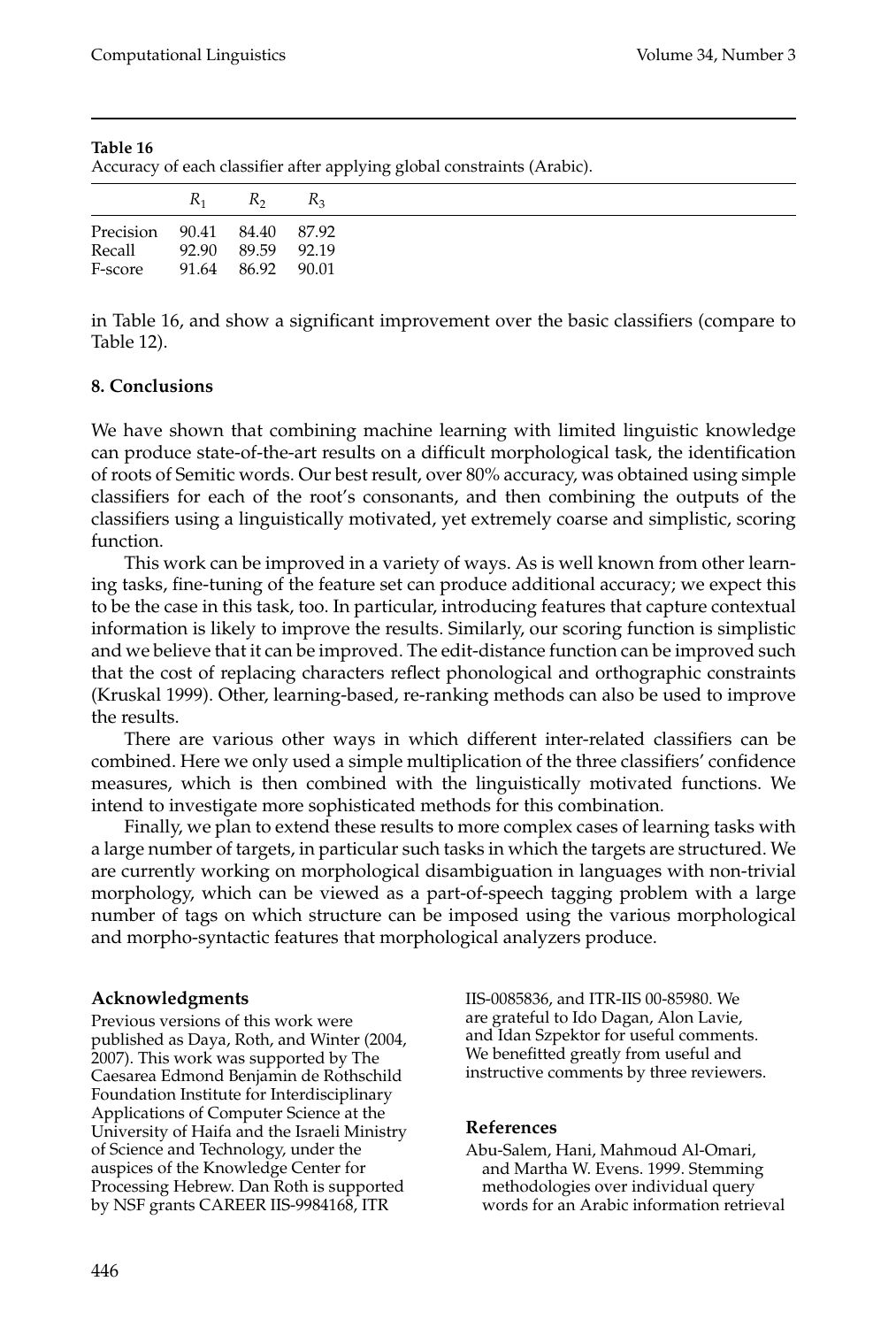**Table 16**
Accuracy of each classifier after applying global constraints (Arabic).

| | $R_1$ | $R_2$ | $R_3$ |
|---|---|---|---|
| Precision | 90.41 | 84.40 | 87.92 |
| Recall | 92.90 | 89.59 | 92.19 |
| F-score | 91.64 | 86.92 | 90.01 |

in Table 16, and show a significant improvement over the basic classifiers (compare to Table 12).

## 8. Conclusions

We have shown that combining machine learning with limited linguistic knowledge can produce state-of-the-art results on a difficult morphological task, the identification of roots of Semitic words. Our best result, over 80% accuracy, was obtained using simple classifiers for each of the root's consonants, and then combining the outputs of the classifiers using a linguistically motivated, yet extremely coarse and simplistic, scoring function.

This work can be improved in a variety of ways. As is well known from other learning tasks, fine-tuning of the feature set can produce additional accuracy; we expect this to be the case in this task, too. In particular, introducing features that capture contextual information is likely to improve the results. Similarly, our scoring function is simplistic and we believe that it can be improved. The edit-distance function can be improved such that the cost of replacing characters reflect phonological and orthographic constraints (Kruskal 1999). Other, learning-based, re-ranking methods can also be used to improve the results.

There are various other ways in which different inter-related classifiers can be combined. Here we only used a simple multiplication of the three classifiers' confidence measures, which is then combined with the linguistically motivated functions. We intend to investigate more sophisticated methods for this combination.

Finally, we plan to extend these results to more complex cases of learning tasks with a large number of targets, in particular such tasks in which the targets are structured. We are currently working on morphological disambiguation in languages with non-trivial morphology, which can be viewed as a part-of-speech tagging problem with a large number of tags on which structure can be imposed using the various morphological and morpho-syntactic features that morphological analyzers produce.

### Acknowledgments

Previous versions of this work were published as Daya, Roth, and Winter (2004, 2007). This work was supported by The Caesarea Edmond Benjamin de Rothschild Foundation Institute for Interdisciplinary Applications of Computer Science at the University of Haifa and the Israeli Ministry of Science and Technology, under the auspices of the Knowledge Center for Processing Hebrew. Dan Roth is supported by NSF grants CAREER IIS-9984168, ITR IIS-0085836, and ITR-IIS 00-85980. We are grateful to Ido Dagan, Alon Lavie, and Idan Szpektor for useful comments. We benefitted greatly from useful and instructive comments by three reviewers.

### References

Abu-Salem, Hani, Mahmoud Al-Omari, and Martha W. Evens. 1999. Stemming methodologies over individual query words for an Arabic information retrieval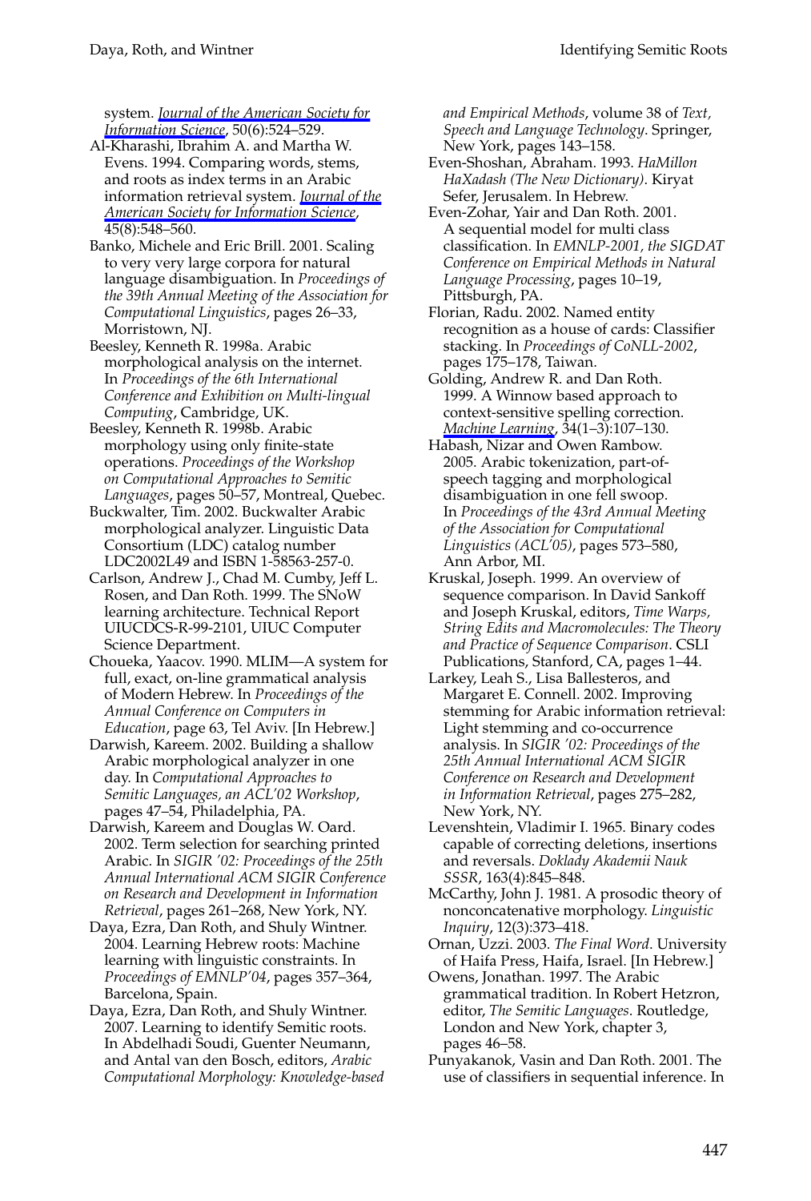system. *Journal of the American Society for Information Science*, 50(6):524–529.

Al-Kharashi, Ibrahim A. and Martha W. Evens. 1994. Comparing words, stems, and roots as index terms in an Arabic information retrieval system. *Journal of the American Society for Information Science*, 45(8):548–560.

Banko, Michele and Eric Brill. 2001. Scaling to very very large corpora for natural language disambiguation. In *Proceedings of the 39th Annual Meeting of the Association for Computational Linguistics*, pages 26–33, Morristown, NJ.

Beesley, Kenneth R. 1998a. Arabic morphological analysis on the internet. In *Proceedings of the 6th International Conference and Exhibition on Multi-lingual Computing*, Cambridge, UK.

Beesley, Kenneth R. 1998b. Arabic morphology using only finite-state operations. *Proceedings of the Workshop on Computational Approaches to Semitic Languages*, pages 50–57, Montreal, Quebec.

Buckwalter, Tim. 2002. Buckwalter Arabic morphological analyzer. Linguistic Data Consortium (LDC) catalog number LDC2002L49 and ISBN 1-58563-257-0.

Carlson, Andrew J., Chad M. Cumby, Jeff L. Rosen, and Dan Roth. 1999. The SNoW learning architecture. Technical Report UIUCDCS-R-99-2101, UIUC Computer Science Department.

Choueka, Yaacov. 1990. MLIM—A system for full, exact, on-line grammatical analysis of Modern Hebrew. In *Proceedings of the Annual Conference on Computers in Education*, page 63, Tel Aviv. [In Hebrew.]

Darwish, Kareem. 2002. Building a shallow Arabic morphological analyzer in one day. In *Computational Approaches to Semitic Languages, an ACL'02 Workshop*, pages 47–54, Philadelphia, PA.

Darwish, Kareem and Douglas W. Oard. 2002. Term selection for searching printed Arabic. In *SIGIR '02: Proceedings of the 25th Annual International ACM SIGIR Conference on Research and Development in Information Retrieval*, pages 261–268, New York, NY.

Daya, Ezra, Dan Roth, and Shuly Wintner. 2004. Learning Hebrew roots: Machine learning with linguistic constraints. In *Proceedings of EMNLP'04*, pages 357–364, Barcelona, Spain.

Daya, Ezra, Dan Roth, and Shuly Wintner. 2007. Learning to identify Semitic roots. In Abdelhadi Soudi, Guenter Neumann, and Antal van den Bosch, editors, *Arabic Computational Morphology: Knowledge-based and Empirical Methods*, volume 38 of *Text, Speech and Language Technology*. Springer, New York, pages 143–158.

Even-Shoshan, Abraham. 1993. *HaMillon HaXadash (The New Dictionary)*. Kiryat Sefer, Jerusalem. In Hebrew.

Even-Zohar, Yair and Dan Roth. 2001. A sequential model for multi class classification. In *EMNLP-2001, the SIGDAT Conference on Empirical Methods in Natural Language Processing*, pages 10–19, Pittsburgh, PA.

Florian, Radu. 2002. Named entity recognition as a house of cards: Classifier stacking. In *Proceedings of CoNLL-2002*, pages 175–178, Taiwan.

Golding, Andrew R. and Dan Roth. 1999. A Winnow based approach to context-sensitive spelling correction. *Machine Learning*, 34(1–3):107–130.

Habash, Nizar and Owen Rambow. 2005. Arabic tokenization, part-of-speech tagging and morphological disambiguation in one fell swoop. In *Proceedings of the 43rd Annual Meeting of the Association for Computational Linguistics (ACL'05)*, pages 573–580, Ann Arbor, MI.

Kruskal, Joseph. 1999. An overview of sequence comparison. In David Sankoff and Joseph Kruskal, editors, *Time Warps, String Edits and Macromolecules: The Theory and Practice of Sequence Comparison*. CSLI Publications, Stanford, CA, pages 1–44.

Larkey, Leah S., Lisa Ballesteros, and Margaret E. Connell. 2002. Improving stemming for Arabic information retrieval: Light stemming and co-occurrence analysis. In *SIGIR '02: Proceedings of the 25th Annual International ACM SIGIR Conference on Research and Development in Information Retrieval*, pages 275–282, New York, NY.

Levenshtein, Vladimir I. 1965. Binary codes capable of correcting deletions, insertions and reversals. *Doklady Akademii Nauk SSSR*, 163(4):845–848.

McCarthy, John J. 1981. A prosodic theory of nonconcatenative morphology. *Linguistic Inquiry*, 12(3):373–418.

Ornan, Uzzi. 2003. *The Final Word*. University of Haifa Press, Haifa, Israel. [In Hebrew.]

Owens, Jonathan. 1997. The Arabic grammatical tradition. In Robert Hetzron, editor, *The Semitic Languages*. Routledge, London and New York, chapter 3, pages 46–58.

Punyakanok, Vasin and Dan Roth. 2001. The use of classifiers in sequential inference. In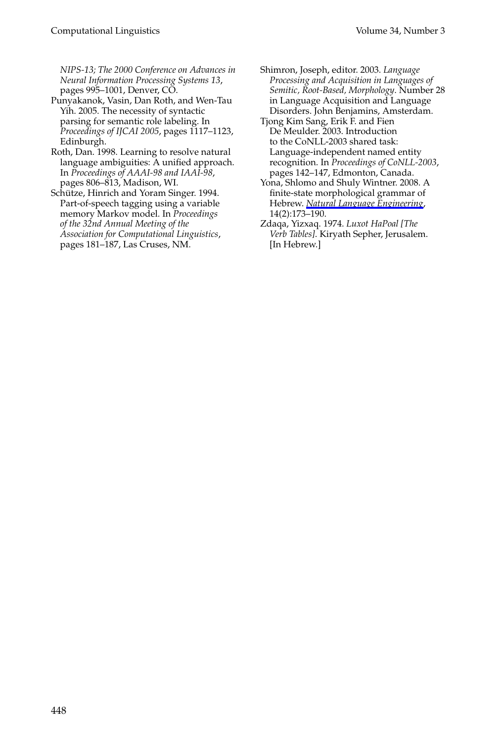*NIPS-13; The 2000 Conference on Advances in Neural Information Processing Systems 13*, pages 995–1001, Denver, CO.

Punyakanok, Vasin, Dan Roth, and Wen-Tau Yih. 2005. The necessity of syntactic parsing for semantic role labeling. In *Proceedings of IJCAI 2005*, pages 1117–1123, Edinburgh.

Roth, Dan. 1998. Learning to resolve natural language ambiguities: A unified approach. In *Proceedings of AAAI-98 and IAAI-98*, pages 806–813, Madison, WI.

Schütze, Hinrich and Yoram Singer. 1994. Part-of-speech tagging using a variable memory Markov model. In *Proceedings of the 32nd Annual Meeting of the Association for Computational Linguistics*, pages 181–187, Las Cruses, NM.

Shimron, Joseph, editor. 2003. *Language Processing and Acquisition in Languages of Semitic, Root-Based, Morphology*. Number 28 in Language Acquisition and Language Disorders. John Benjamins, Amsterdam.

Tjong Kim Sang, Erik F. and Fien De Meulder. 2003. Introduction to the CoNLL-2003 shared task: Language-independent named entity recognition. In *Proceedings of CoNLL-2003*, pages 142–147, Edmonton, Canada.

Yona, Shlomo and Shuly Wintner. 2008. A finite-state morphological grammar of Hebrew. *Natural Language Engineering*, 14(2):173–190.

Zdaqa, Yizxaq. 1974. *Luxot HaPoal [The Verb Tables]*. Kiryath Sepher, Jerusalem. [In Hebrew.]